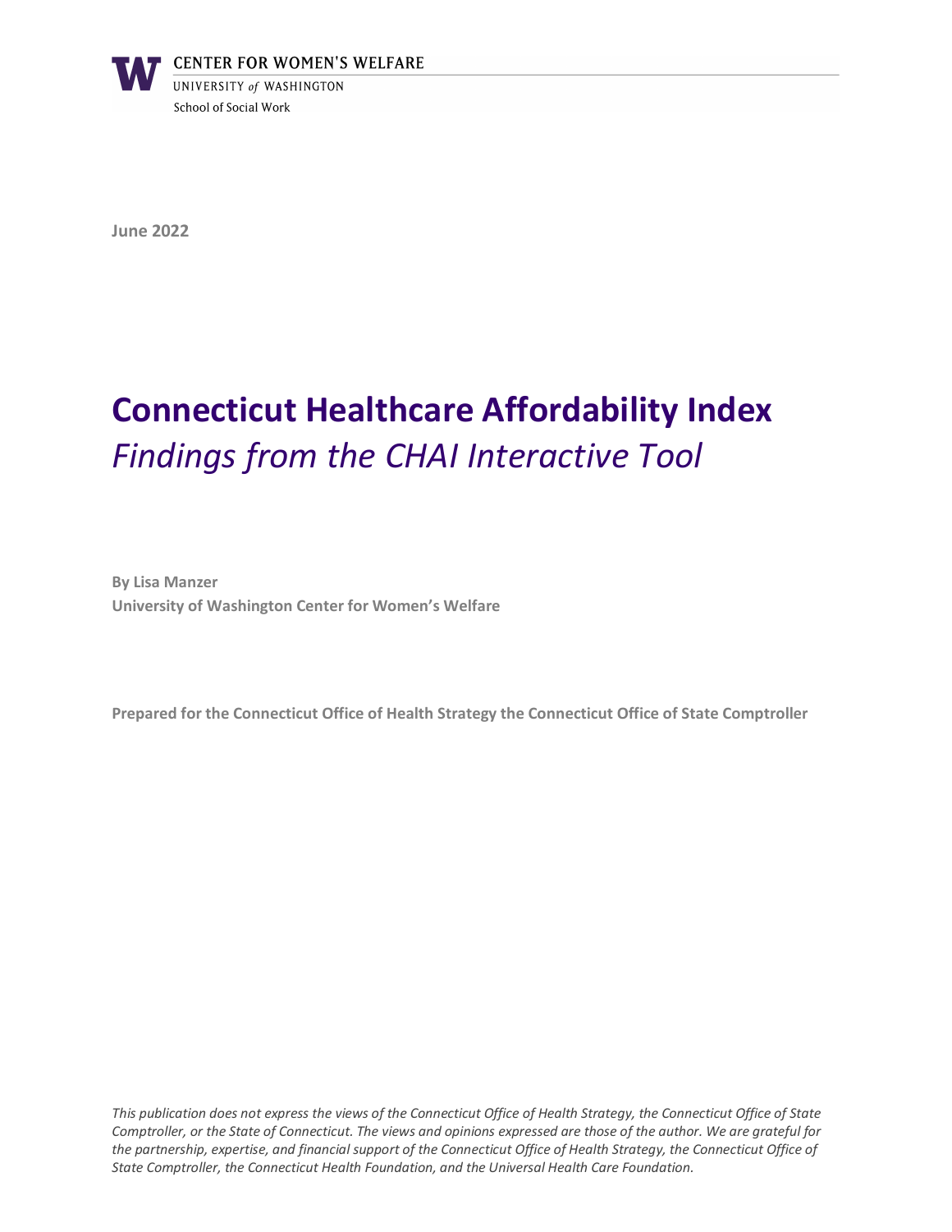CENTER FOR WOMEN'S WELFARE

UNIVERSITY *of* WASHINGTON

School of Social Work

**June 2022**

# Connecticut Healthcare Affordability Index

*Findings from the CHAI Interactive Tool*

**By Lisa Manzer**
**University of Washington Center for Women's Welfare**

**Prepared for the Connecticut Office of Health Strategy the Connecticut Office of State Comptroller**

*This publication does not express the views of the Connecticut Office of Health Strategy, the Connecticut Office of State Comptroller, or the State of Connecticut. The views and opinions expressed are those of the author. We are grateful for the partnership, expertise, and financial support of the Connecticut Office of Health Strategy, the Connecticut Office of State Comptroller, the Connecticut Health Foundation, and the Universal Health Care Foundation.*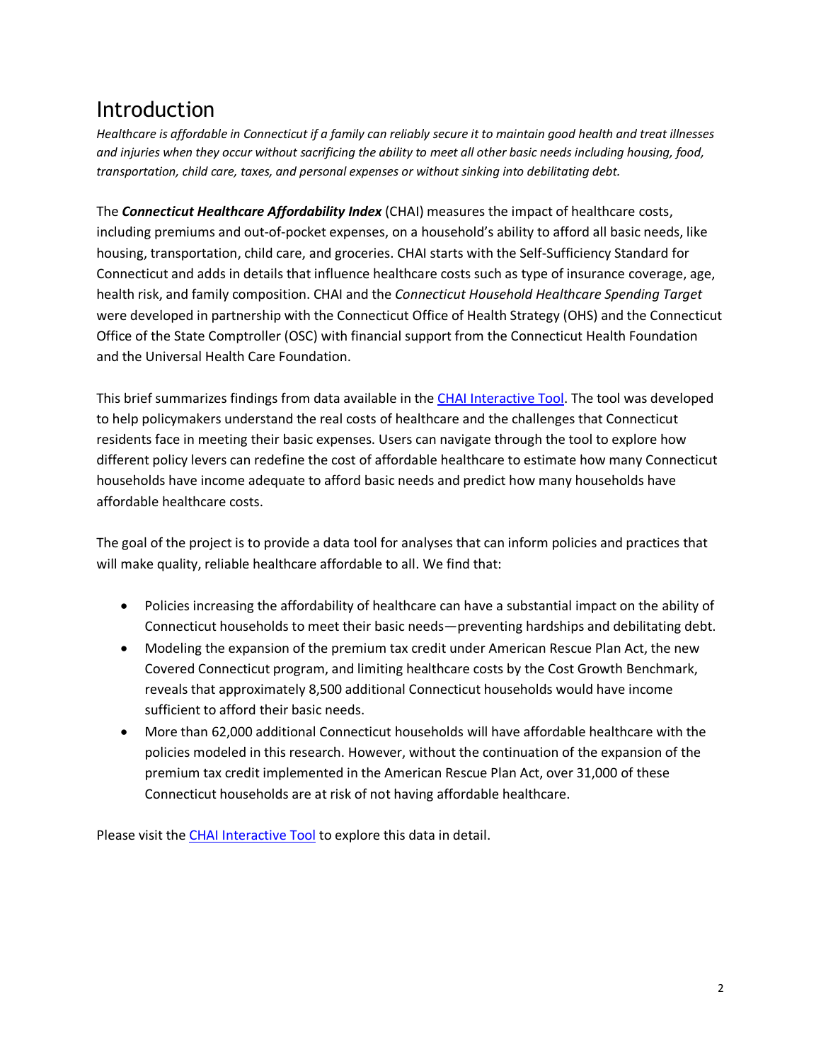# Introduction

*Healthcare is affordable in Connecticut if a family can reliably secure it to maintain good health and treat illnesses and injuries when they occur without sacrificing the ability to meet all other basic needs including housing, food, transportation, child care, taxes, and personal expenses or without sinking into debilitating debt.*

The ***Connecticut Healthcare Affordability Index*** (CHAI) measures the impact of healthcare costs, including premiums and out-of-pocket expenses, on a household's ability to afford all basic needs, like housing, transportation, child care, and groceries. CHAI starts with the Self-Sufficiency Standard for Connecticut and adds in details that influence healthcare costs such as type of insurance coverage, age, health risk, and family composition. CHAI and the *Connecticut Household Healthcare Spending Target* were developed in partnership with the Connecticut Office of Health Strategy (OHS) and the Connecticut Office of the State Comptroller (OSC) with financial support from the Connecticut Health Foundation and the Universal Health Care Foundation.

This brief summarizes findings from data available in the CHAI Interactive Tool. The tool was developed to help policymakers understand the real costs of healthcare and the challenges that Connecticut residents face in meeting their basic expenses. Users can navigate through the tool to explore how different policy levers can redefine the cost of affordable healthcare to estimate how many Connecticut households have income adequate to afford basic needs and predict how many households have affordable healthcare costs.

The goal of the project is to provide a data tool for analyses that can inform policies and practices that will make quality, reliable healthcare affordable to all. We find that:

- Policies increasing the affordability of healthcare can have a substantial impact on the ability of Connecticut households to meet their basic needs—preventing hardships and debilitating debt.
- Modeling the expansion of the premium tax credit under American Rescue Plan Act, the new Covered Connecticut program, and limiting healthcare costs by the Cost Growth Benchmark, reveals that approximately 8,500 additional Connecticut households would have income sufficient to afford their basic needs.
- More than 62,000 additional Connecticut households will have affordable healthcare with the policies modeled in this research. However, without the continuation of the expansion of the premium tax credit implemented in the American Rescue Plan Act, over 31,000 of these Connecticut households are at risk of not having affordable healthcare.

Please visit the CHAI Interactive Tool to explore this data in detail.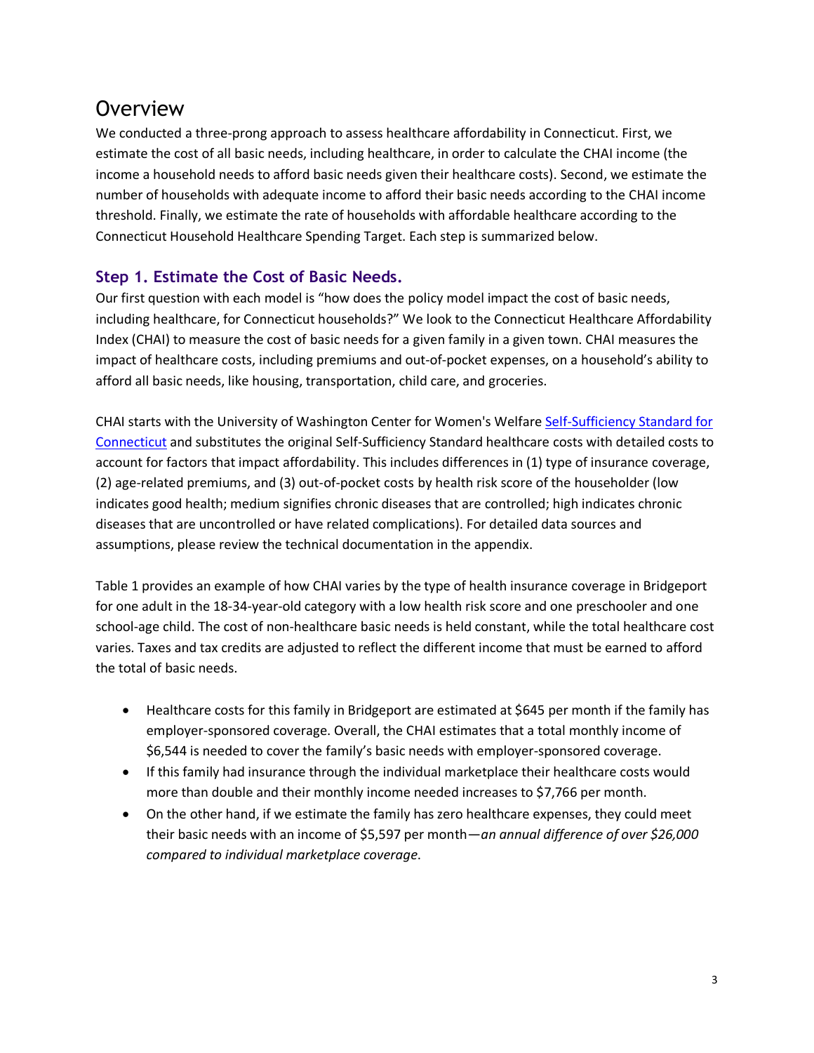# Overview

We conducted a three-prong approach to assess healthcare affordability in Connecticut. First, we estimate the cost of all basic needs, including healthcare, in order to calculate the CHAI income (the income a household needs to afford basic needs given their healthcare costs). Second, we estimate the number of households with adequate income to afford their basic needs according to the CHAI income threshold. Finally, we estimate the rate of households with affordable healthcare according to the Connecticut Household Healthcare Spending Target. Each step is summarized below.

### Step 1. Estimate the Cost of Basic Needs.

Our first question with each model is "how does the policy model impact the cost of basic needs, including healthcare, for Connecticut households?" We look to the Connecticut Healthcare Affordability Index (CHAI) to measure the cost of basic needs for a given family in a given town. CHAI measures the impact of healthcare costs, including premiums and out-of-pocket expenses, on a household's ability to afford all basic needs, like housing, transportation, child care, and groceries.

CHAI starts with the University of Washington Center for Women's Welfare Self-Sufficiency Standard for Connecticut and substitutes the original Self-Sufficiency Standard healthcare costs with detailed costs to account for factors that impact affordability. This includes differences in (1) type of insurance coverage, (2) age-related premiums, and (3) out-of-pocket costs by health risk score of the householder (low indicates good health; medium signifies chronic diseases that are controlled; high indicates chronic diseases that are uncontrolled or have related complications). For detailed data sources and assumptions, please review the technical documentation in the appendix.

Table 1 provides an example of how CHAI varies by the type of health insurance coverage in Bridgeport for one adult in the 18-34-year-old category with a low health risk score and one preschooler and one school-age child. The cost of non-healthcare basic needs is held constant, while the total healthcare cost varies. Taxes and tax credits are adjusted to reflect the different income that must be earned to afford the total of basic needs.

- Healthcare costs for this family in Bridgeport are estimated at $645 per month if the family has employer-sponsored coverage. Overall, the CHAI estimates that a total monthly income of $6,544 is needed to cover the family's basic needs with employer-sponsored coverage.
- If this family had insurance through the individual marketplace their healthcare costs would more than double and their monthly income needed increases to $7,766 per month.
- On the other hand, if we estimate the family has zero healthcare expenses, they could meet their basic needs with an income of $5,597 per month—*an annual difference of over $26,000 compared to individual marketplace coverage*.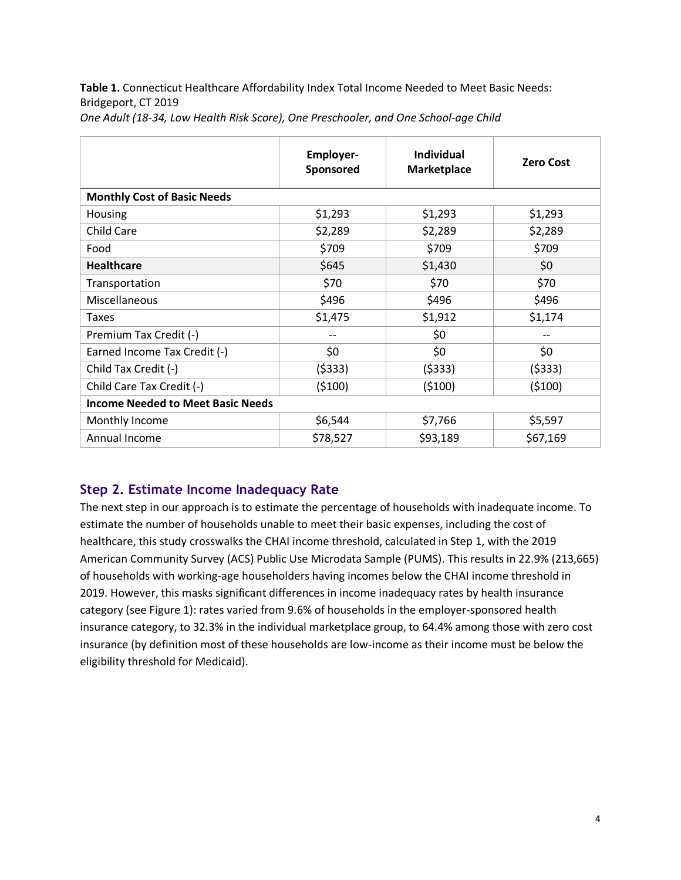**Table 1.** Connecticut Healthcare Affordability Index Total Income Needed to Meet Basic Needs: Bridgeport, CT 2019
*One Adult (18-34, Low Health Risk Score), One Preschooler, and One School-age Child*

| | Employer-Sponsored | Individual Marketplace | Zero Cost |
|---|---|---|---|
| **Monthly Cost of Basic Needs** | | | |
| Housing | $1,293 | $1,293 | $1,293 |
| Child Care | $2,289 | $2,289 | $2,289 |
| Food | $709 | $709 | $709 |
| **Healthcare** | $645 | $1,430 | $0 |
| Transportation | $70 | $70 | $70 |
| Miscellaneous | $496 | $496 | $496 |
| Taxes | $1,475 | $1,912 | $1,174 |
| Premium Tax Credit (-) | -- | $0 | -- |
| Earned Income Tax Credit (-) | $0 | $0 | $0 |
| Child Tax Credit (-) | ($333) | ($333) | ($333) |
| Child Care Tax Credit (-) | ($100) | ($100) | ($100) |
| **Income Needed to Meet Basic Needs** | | | |
| Monthly Income | $6,544 | $7,766 | $5,597 |
| Annual Income | $78,527 | $93,189 | $67,169 |

## Step 2. Estimate Income Inadequacy Rate

The next step in our approach is to estimate the percentage of households with inadequate income. To estimate the number of households unable to meet their basic expenses, including the cost of healthcare, this study crosswalks the CHAI income threshold, calculated in Step 1, with the 2019 American Community Survey (ACS) Public Use Microdata Sample (PUMS). This results in 22.9% (213,665) of households with working-age householders having incomes below the CHAI income threshold in 2019. However, this masks significant differences in income inadequacy rates by health insurance category (see Figure 1): rates varied from 9.6% of households in the employer-sponsored health insurance category, to 32.3% in the individual marketplace group, to 64.4% among those with zero cost insurance (by definition most of these households are low-income as their income must be below the eligibility threshold for Medicaid).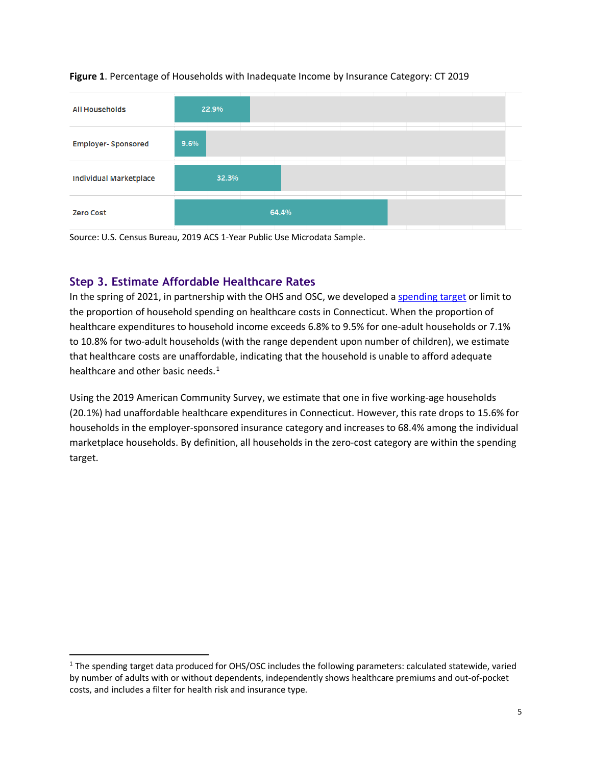**Figure 1**. Percentage of Households with Inadequate Income by Insurance Category: CT 2019

| Insurance Category | Percentage |
|---|---|
| All Households | 22.9% |
| Employer- Sponsored | 9.6% |
| Individual Marketplace | 32.3% |
| Zero Cost | 64.4% |

Source: U.S. Census Bureau, 2019 ACS 1-Year Public Use Microdata Sample.

## Step 3. Estimate Affordable Healthcare Rates

In the spring of 2021, in partnership with the OHS and OSC, we developed a spending target or limit to the proportion of household spending on healthcare costs in Connecticut. When the proportion of healthcare expenditures to household income exceeds 6.8% to 9.5% for one-adult households or 7.1% to 10.8% for two-adult households (with the range dependent upon number of children), we estimate that healthcare costs are unaffordable, indicating that the household is unable to afford adequate healthcare and other basic needs.[1]

Using the 2019 American Community Survey, we estimate that one in five working-age households (20.1%) had unaffordable healthcare expenditures in Connecticut. However, this rate drops to 15.6% for households in the employer-sponsored insurance category and increases to 68.4% among the individual marketplace households. By definition, all households in the zero-cost category are within the spending target.

[1] The spending target data produced for OHS/OSC includes the following parameters: calculated statewide, varied by number of adults with or without dependents, independently shows healthcare premiums and out-of-pocket costs, and includes a filter for health risk and insurance type.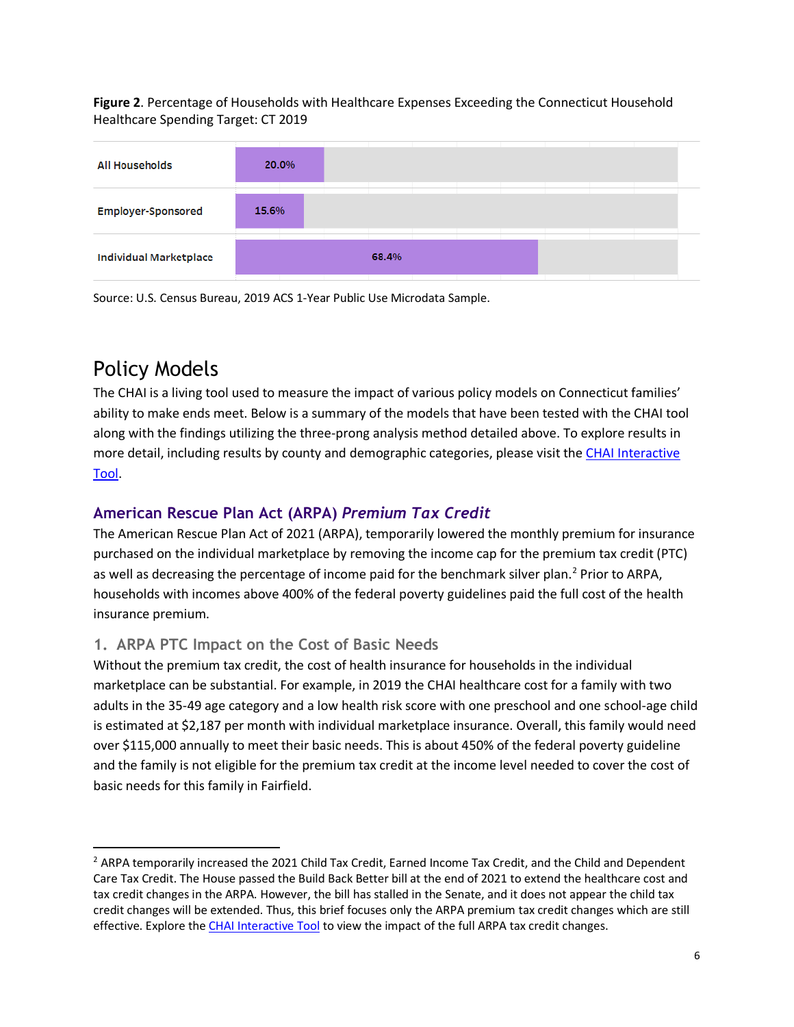**Figure 2**. Percentage of Households with Healthcare Expenses Exceeding the Connecticut Household Healthcare Spending Target: CT 2019

| | |
|---|---|
| All Households | 20.0% |
| Employer-Sponsored | 15.6% |
| Individual Marketplace | 68.4% |

Source: U.S. Census Bureau, 2019 ACS 1-Year Public Use Microdata Sample.

# Policy Models

The CHAI is a living tool used to measure the impact of various policy models on Connecticut families' ability to make ends meet. Below is a summary of the models that have been tested with the CHAI tool along with the findings utilizing the three-prong analysis method detailed above. To explore results in more detail, including results by county and demographic categories, please visit the CHAI Interactive Tool.

## American Rescue Plan Act (ARPA) *Premium Tax Credit*

The American Rescue Plan Act of 2021 (ARPA), temporarily lowered the monthly premium for insurance purchased on the individual marketplace by removing the income cap for the premium tax credit (PTC) as well as decreasing the percentage of income paid for the benchmark silver plan.[2] Prior to ARPA, households with incomes above 400% of the federal poverty guidelines paid the full cost of the health insurance premium.

### 1. ARPA PTC Impact on the Cost of Basic Needs

Without the premium tax credit, the cost of health insurance for households in the individual marketplace can be substantial. For example, in 2019 the CHAI healthcare cost for a family with two adults in the 35-49 age category and a low health risk score with one preschool and one school-age child is estimated at $2,187 per month with individual marketplace insurance. Overall, this family would need over $115,000 annually to meet their basic needs. This is about 450% of the federal poverty guideline and the family is not eligible for the premium tax credit at the income level needed to cover the cost of basic needs for this family in Fairfield.

---

[2] ARPA temporarily increased the 2021 Child Tax Credit, Earned Income Tax Credit, and the Child and Dependent Care Tax Credit. The House passed the Build Back Better bill at the end of 2021 to extend the healthcare cost and tax credit changes in the ARPA. However, the bill has stalled in the Senate, and it does not appear the child tax credit changes will be extended. Thus, this brief focuses only the ARPA premium tax credit changes which are still effective. Explore the CHAI Interactive Tool to view the impact of the full ARPA tax credit changes.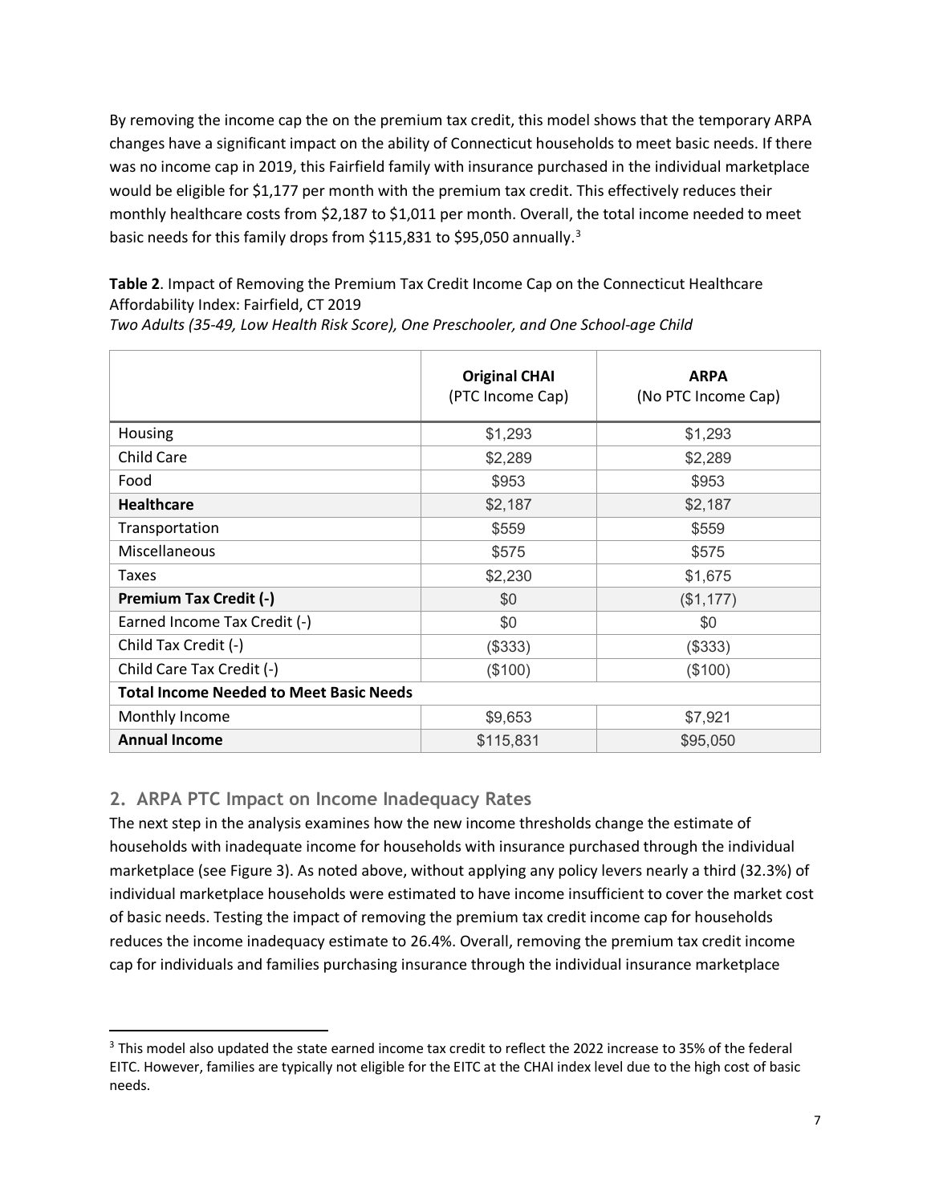By removing the income cap the on the premium tax credit, this model shows that the temporary ARPA changes have a significant impact on the ability of Connecticut households to meet basic needs. If there was no income cap in 2019, this Fairfield family with insurance purchased in the individual marketplace would be eligible for $1,177 per month with the premium tax credit. This effectively reduces their monthly healthcare costs from $2,187 to $1,011 per month. Overall, the total income needed to meet basic needs for this family drops from $115,831 to $95,050 annually.[3]

**Table 2**. Impact of Removing the Premium Tax Credit Income Cap on the Connecticut Healthcare Affordability Index: Fairfield, CT 2019
*Two Adults (35-49, Low Health Risk Score), One Preschooler, and One School-age Child*

| | **Original CHAI** (PTC Income Cap) | **ARPA** (No PTC Income Cap) |
|---|---|---|
| Housing | $1,293 | $1,293 |
| Child Care | $2,289 | $2,289 |
| Food | $953 | $953 |
| **Healthcare** | $2,187 | $2,187 |
| Transportation | $559 | $559 |
| Miscellaneous | $575 | $575 |
| Taxes | $2,230 | $1,675 |
| **Premium Tax Credit (-)** | $0 | ($1,177) |
| Earned Income Tax Credit (-) | $0 | $0 |
| Child Tax Credit (-) | ($333) | ($333) |
| Child Care Tax Credit (-) | ($100) | ($100) |
| **Total Income Needed to Meet Basic Needs** | | |
| Monthly Income | $9,653 | $7,921 |
| **Annual Income** | $115,831 | $95,050 |

## 2. ARPA PTC Impact on Income Inadequacy Rates

The next step in the analysis examines how the new income thresholds change the estimate of households with inadequate income for households with insurance purchased through the individual marketplace (see Figure 3). As noted above, without applying any policy levers nearly a third (32.3%) of individual marketplace households were estimated to have income insufficient to cover the market cost of basic needs. Testing the impact of removing the premium tax credit income cap for households reduces the income inadequacy estimate to 26.4%. Overall, removing the premium tax credit income cap for individuals and families purchasing insurance through the individual insurance marketplace

[3] This model also updated the state earned income tax credit to reflect the 2022 increase to 35% of the federal EITC. However, families are typically not eligible for the EITC at the CHAI index level due to the high cost of basic needs.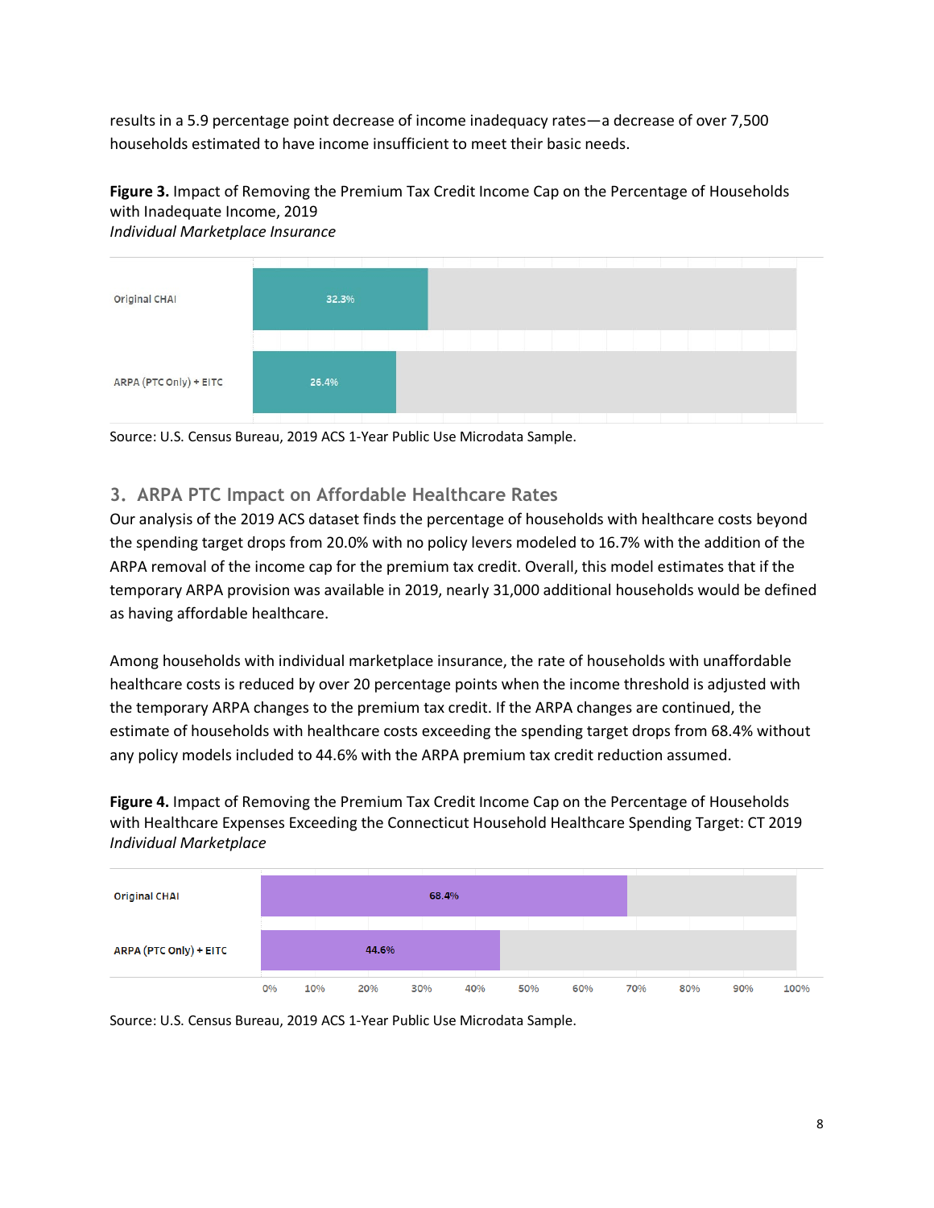results in a 5.9 percentage point decrease of income inadequacy rates—a decrease of over 7,500 households estimated to have income insufficient to meet their basic needs.

**Figure 3.** Impact of Removing the Premium Tax Credit Income Cap on the Percentage of Households with Inadequate Income, 2019
*Individual Marketplace Insurance*

| | |
|---|---|
| Original CHAI | 32.3% |
| ARPA (PTC Only) + EITC | 26.4% |

Source: U.S. Census Bureau, 2019 ACS 1-Year Public Use Microdata Sample.

### 3. ARPA PTC Impact on Affordable Healthcare Rates

Our analysis of the 2019 ACS dataset finds the percentage of households with healthcare costs beyond the spending target drops from 20.0% with no policy levers modeled to 16.7% with the addition of the ARPA removal of the income cap for the premium tax credit. Overall, this model estimates that if the temporary ARPA provision was available in 2019, nearly 31,000 additional households would be defined as having affordable healthcare.

Among households with individual marketplace insurance, the rate of households with unaffordable healthcare costs is reduced by over 20 percentage points when the income threshold is adjusted with the temporary ARPA changes to the premium tax credit. If the ARPA changes are continued, the estimate of households with healthcare costs exceeding the spending target drops from 68.4% without any policy models included to 44.6% with the ARPA premium tax credit reduction assumed.

**Figure 4.** Impact of Removing the Premium Tax Credit Income Cap on the Percentage of Households with Healthcare Expenses Exceeding the Connecticut Household Healthcare Spending Target: CT 2019
*Individual Marketplace*

| | |
|---|---|
| Original CHAI | 68.4% |
| ARPA (PTC Only) + EITC | 44.6% |

Source: U.S. Census Bureau, 2019 ACS 1-Year Public Use Microdata Sample.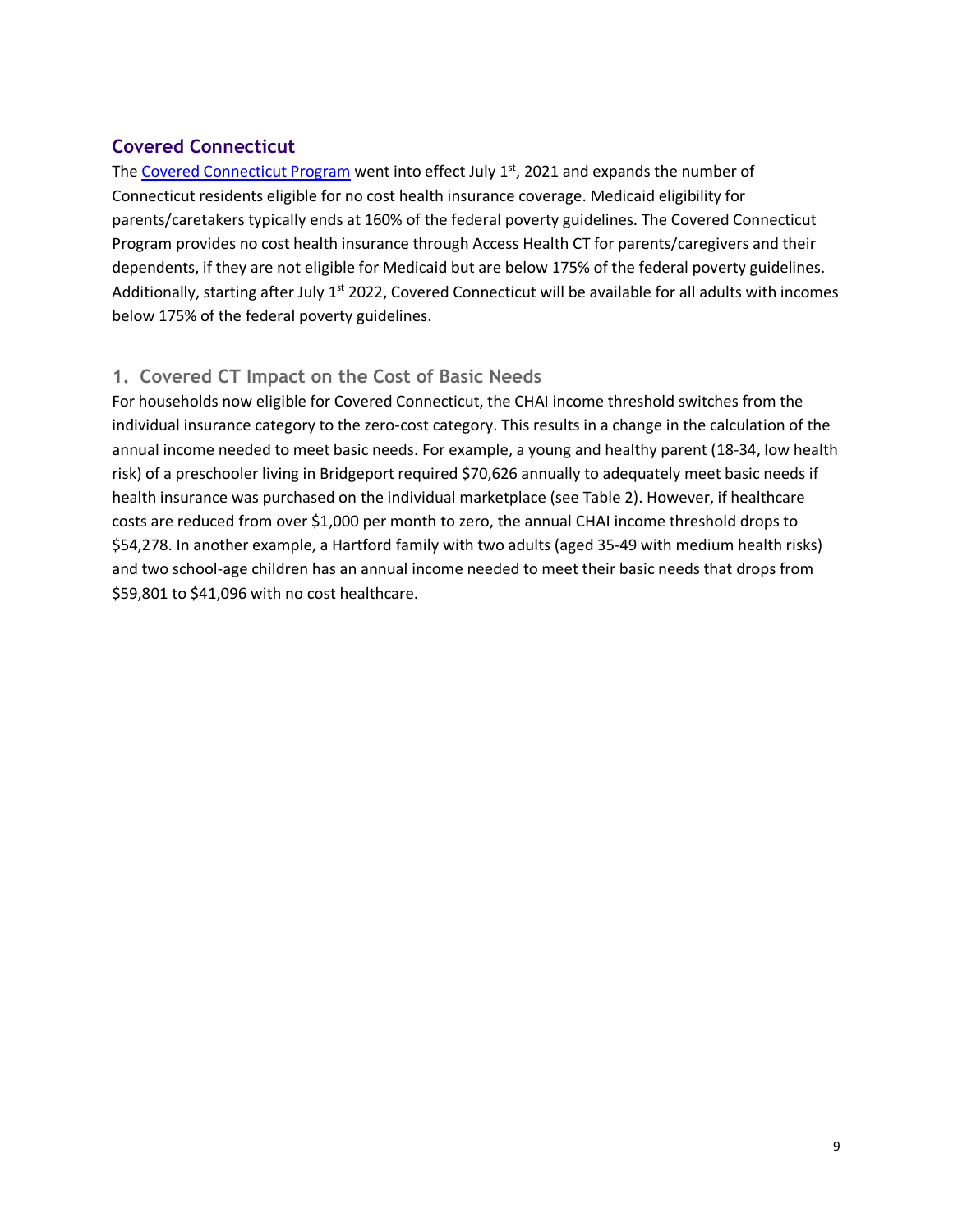## Covered Connecticut

The [Covered Connecticut Program](Covered Connecticut Program) went into effect July 1st, 2021 and expands the number of Connecticut residents eligible for no cost health insurance coverage. Medicaid eligibility for parents/caretakers typically ends at 160% of the federal poverty guidelines. The Covered Connecticut Program provides no cost health insurance through Access Health CT for parents/caregivers and their dependents, if they are not eligible for Medicaid but are below 175% of the federal poverty guidelines. Additionally, starting after July 1st 2022, Covered Connecticut will be available for all adults with incomes below 175% of the federal poverty guidelines.

### 1. Covered CT Impact on the Cost of Basic Needs

For households now eligible for Covered Connecticut, the CHAI income threshold switches from the individual insurance category to the zero-cost category. This results in a change in the calculation of the annual income needed to meet basic needs. For example, a young and healthy parent (18-34, low health risk) of a preschooler living in Bridgeport required $70,626 annually to adequately meet basic needs if health insurance was purchased on the individual marketplace (see Table 2). However, if healthcare costs are reduced from over $1,000 per month to zero, the annual CHAI income threshold drops to $54,278. In another example, a Hartford family with two adults (aged 35-49 with medium health risks) and two school-age children has an annual income needed to meet their basic needs that drops from $59,801 to $41,096 with no cost healthcare.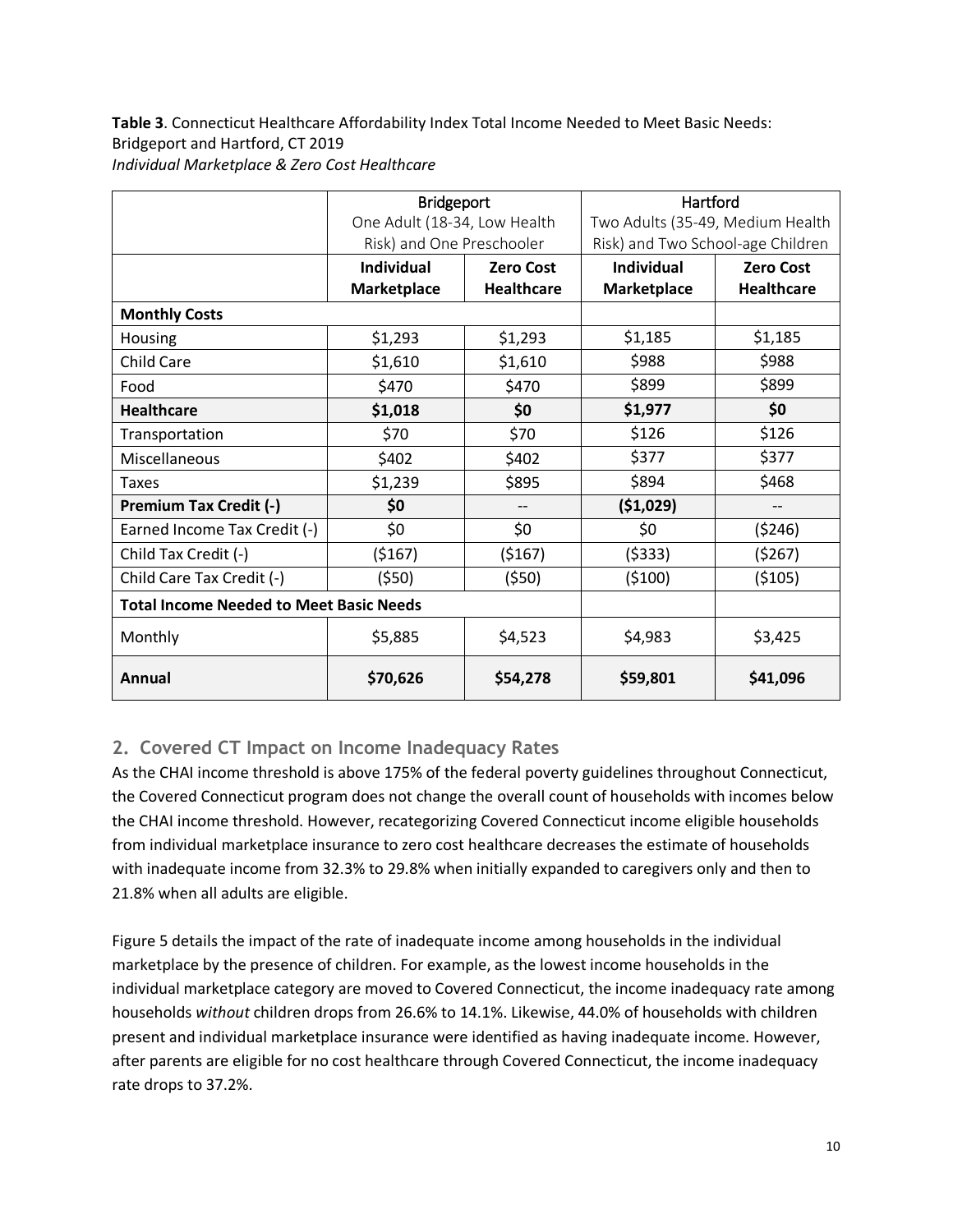**Table 3**. Connecticut Healthcare Affordability Index Total Income Needed to Meet Basic Needs: Bridgeport and Hartford, CT 2019
*Individual Marketplace & Zero Cost Healthcare*

| | Bridgeport One Adult (18-34, Low Health Risk) and One Preschooler | | Hartford Two Adults (35-49, Medium Health Risk) and Two School-age Children | |
|---|---|---|---|---|
| | **Individual Marketplace** | **Zero Cost Healthcare** | **Individual Marketplace** | **Zero Cost Healthcare** |
| **Monthly Costs** | | | | |
| Housing | $1,293 | $1,293 | $1,185 | $1,185 |
| Child Care | $1,610 | $1,610 | $988 | $988 |
| Food | $470 | $470 | $899 | $899 |
| **Healthcare** | **$1,018** | **$0** | **$1,977** | **$0** |
| Transportation | $70 | $70 | $126 | $126 |
| Miscellaneous | $402 | $402 | $377 | $377 |
| Taxes | $1,239 | $895 | $894 | $468 |
| **Premium Tax Credit (-)** | **$0** | -- | **($1,029)** | -- |
| Earned Income Tax Credit (-) | $0 | $0 | $0 | ($246) |
| Child Tax Credit (-) | ($167) | ($167) | ($333) | ($267) |
| Child Care Tax Credit (-) | ($50) | ($50) | ($100) | ($105) |
| **Total Income Needed to Meet Basic Needs** | | | | |
| Monthly | $5,885 | $4,523 | $4,983 | $3,425 |
| **Annual** | **$70,626** | **$54,278** | **$59,801** | **$41,096** |

## 2. Covered CT Impact on Income Inadequacy Rates

As the CHAI income threshold is above 175% of the federal poverty guidelines throughout Connecticut, the Covered Connecticut program does not change the overall count of households with incomes below the CHAI income threshold. However, recategorizing Covered Connecticut income eligible households from individual marketplace insurance to zero cost healthcare decreases the estimate of households with inadequate income from 32.3% to 29.8% when initially expanded to caregivers only and then to 21.8% when all adults are eligible.

Figure 5 details the impact of the rate of inadequate income among households in the individual marketplace by the presence of children. For example, as the lowest income households in the individual marketplace category are moved to Covered Connecticut, the income inadequacy rate among households *without* children drops from 26.6% to 14.1%. Likewise, 44.0% of households with children present and individual marketplace insurance were identified as having inadequate income. However, after parents are eligible for no cost healthcare through Covered Connecticut, the income inadequacy rate drops to 37.2%.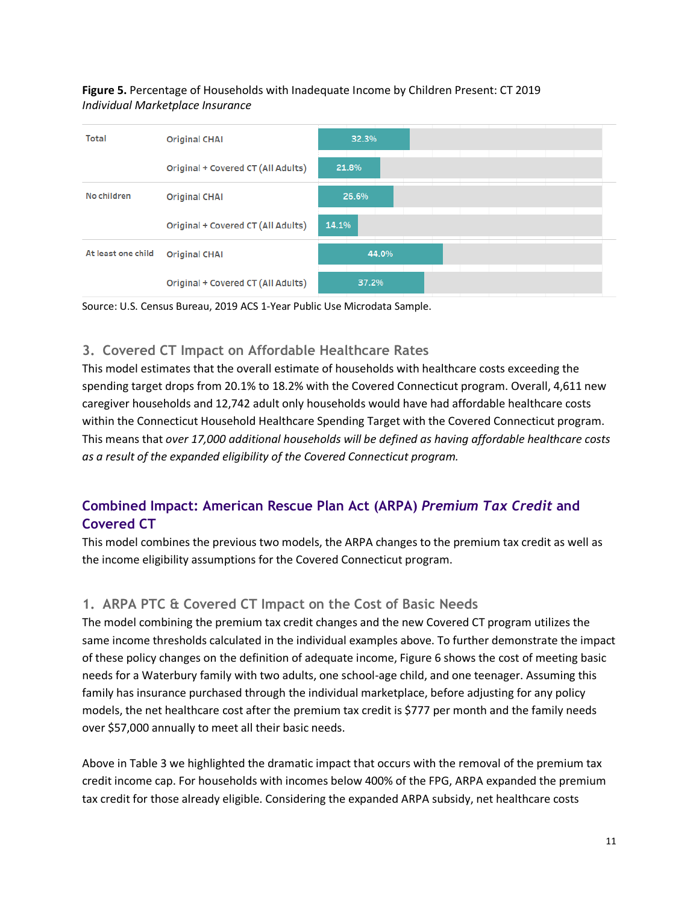**Figure 5.** Percentage of Households with Inadequate Income by Children Present: CT 2019
*Individual Marketplace Insurance*

| | | |
|---|---|---|
| Total | Original CHAI | 32.3% |
| | Original + Covered CT (All Adults) | 21.8% |
| No children | Original CHAI | 26.6% |
| | Original + Covered CT (All Adults) | 14.1% |
| At least one child | Original CHAI | 44.0% |
| | Original + Covered CT (All Adults) | 37.2% |

Source: U.S. Census Bureau, 2019 ACS 1-Year Public Use Microdata Sample.

### 3. Covered CT Impact on Affordable Healthcare Rates

This model estimates that the overall estimate of households with healthcare costs exceeding the spending target drops from 20.1% to 18.2% with the Covered Connecticut program. Overall, 4,611 new caregiver households and 12,742 adult only households would have had affordable healthcare costs within the Connecticut Household Healthcare Spending Target with the Covered Connecticut program. This means that *over 17,000 additional households will be defined as having affordable healthcare costs as a result of the expanded eligibility of the Covered Connecticut program.*

## Combined Impact: American Rescue Plan Act (ARPA) *Premium Tax Credit* and Covered CT

This model combines the previous two models, the ARPA changes to the premium tax credit as well as the income eligibility assumptions for the Covered Connecticut program.

### 1. ARPA PTC & Covered CT Impact on the Cost of Basic Needs

The model combining the premium tax credit changes and the new Covered CT program utilizes the same income thresholds calculated in the individual examples above. To further demonstrate the impact of these policy changes on the definition of adequate income, Figure 6 shows the cost of meeting basic needs for a Waterbury family with two adults, one school-age child, and one teenager. Assuming this family has insurance purchased through the individual marketplace, before adjusting for any policy models, the net healthcare cost after the premium tax credit is $777 per month and the family needs over $57,000 annually to meet all their basic needs.

Above in Table 3 we highlighted the dramatic impact that occurs with the removal of the premium tax credit income cap. For households with incomes below 400% of the FPG, ARPA expanded the premium tax credit for those already eligible. Considering the expanded ARPA subsidy, net healthcare costs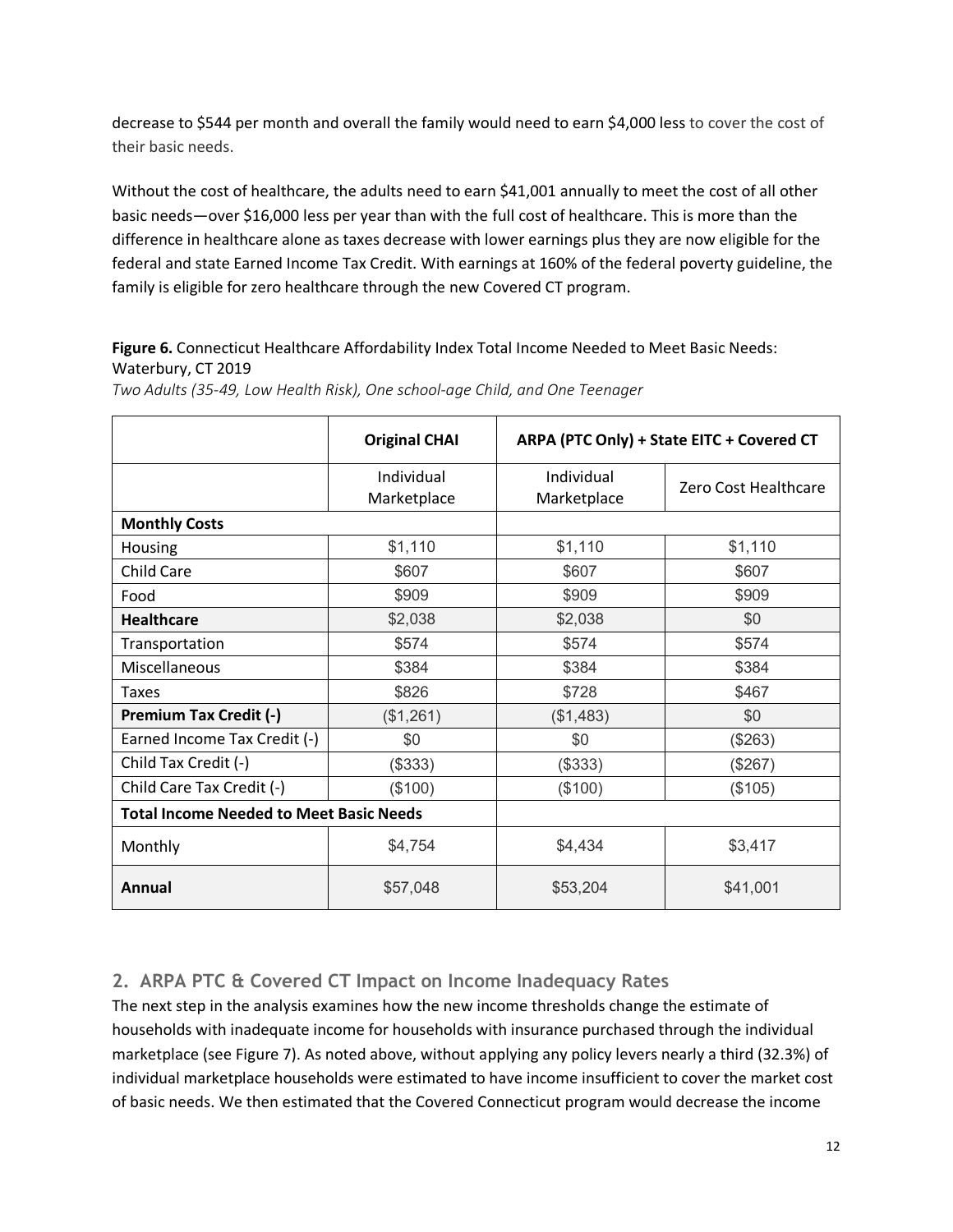decrease to $544 per month and overall the family would need to earn $4,000 less to cover the cost of their basic needs.

Without the cost of healthcare, the adults need to earn $41,001 annually to meet the cost of all other basic needs—over $16,000 less per year than with the full cost of healthcare. This is more than the difference in healthcare alone as taxes decrease with lower earnings plus they are now eligible for the federal and state Earned Income Tax Credit. With earnings at 160% of the federal poverty guideline, the family is eligible for zero healthcare through the new Covered CT program.

**Figure 6.** Connecticut Healthcare Affordability Index Total Income Needed to Meet Basic Needs: Waterbury, CT 2019
*Two Adults (35-49, Low Health Risk), One school-age Child, and One Teenager*

| | Original CHAI | ARPA (PTC Only) + State EITC + Covered CT | |
|---|---|---|---|
| | Individual Marketplace | Individual Marketplace | Zero Cost Healthcare |
| **Monthly Costs** | | | |
| Housing | $1,110 | $1,110 | $1,110 |
| Child Care | $607 | $607 | $607 |
| Food | $909 | $909 | $909 |
| **Healthcare** | $2,038 | $2,038 | $0 |
| Transportation | $574 | $574 | $574 |
| Miscellaneous | $384 | $384 | $384 |
| Taxes | $826 | $728 | $467 |
| **Premium Tax Credit (-)** | ($1,261) | ($1,483) | $0 |
| Earned Income Tax Credit (-) | $0 | $0 | ($263) |
| Child Tax Credit (-) | ($333) | ($333) | ($267) |
| Child Care Tax Credit (-) | ($100) | ($100) | ($105) |
| **Total Income Needed to Meet Basic Needs** | | | |
| Monthly | $4,754 | $4,434 | $3,417 |
| **Annual** | $57,048 | $53,204 | $41,001 |

## 2. ARPA PTC & Covered CT Impact on Income Inadequacy Rates

The next step in the analysis examines how the new income thresholds change the estimate of households with inadequate income for households with insurance purchased through the individual marketplace (see Figure 7). As noted above, without applying any policy levers nearly a third (32.3%) of individual marketplace households were estimated to have income insufficient to cover the market cost of basic needs. We then estimated that the Covered Connecticut program would decrease the income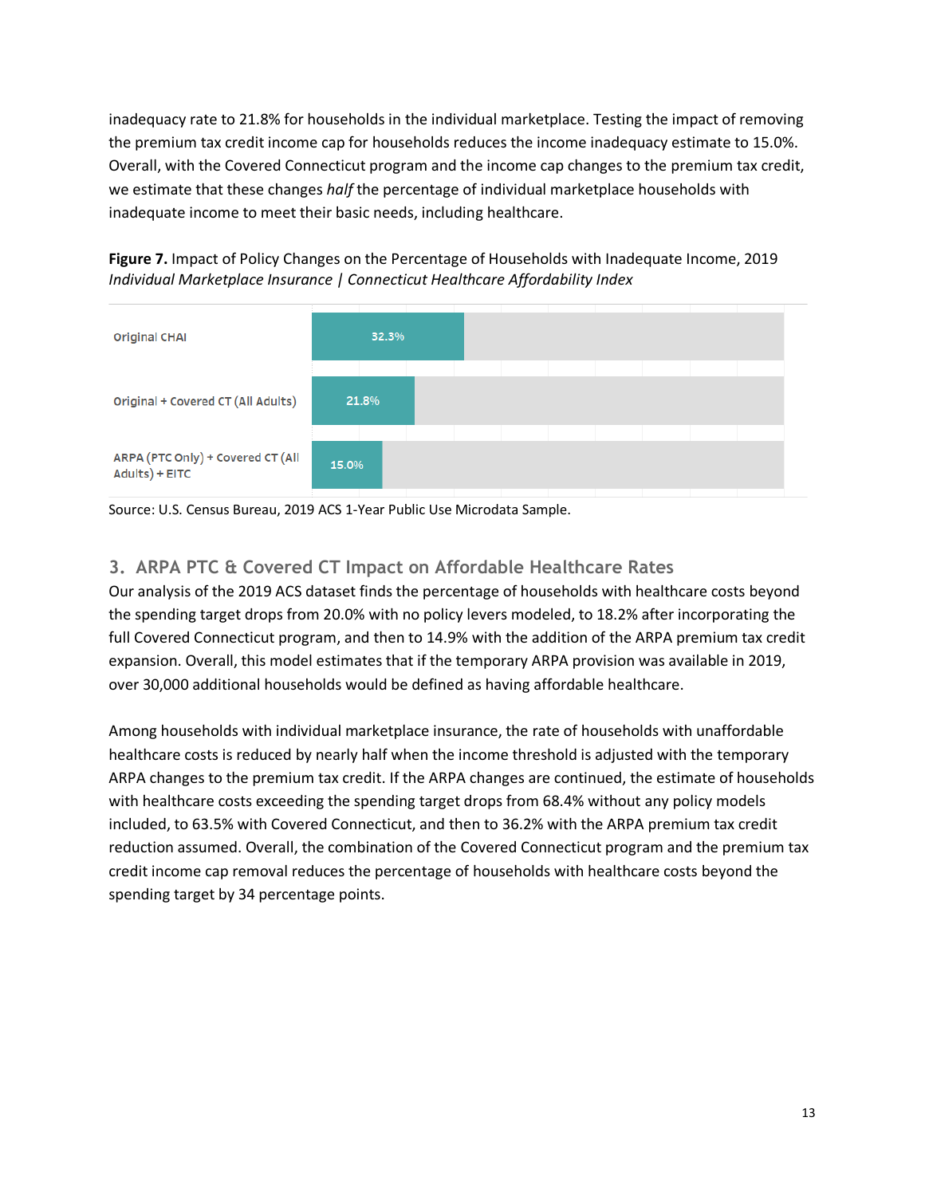inadequacy rate to 21.8% for households in the individual marketplace. Testing the impact of removing the premium tax credit income cap for households reduces the income inadequacy estimate to 15.0%. Overall, with the Covered Connecticut program and the income cap changes to the premium tax credit, we estimate that these changes *half* the percentage of individual marketplace households with inadequate income to meet their basic needs, including healthcare.

**Figure 7.** Impact of Policy Changes on the Percentage of Households with Inadequate Income, 2019
*Individual Marketplace Insurance | Connecticut Healthcare Affordability Index*

| | |
|---|---|
| Original CHAI | 32.3% |
| Original + Covered CT (All Adults) | 21.8% |
| ARPA (PTC Only) + Covered CT (All Adults) + EITC | 15.0% |

Source: U.S. Census Bureau, 2019 ACS 1-Year Public Use Microdata Sample.

### 3. ARPA PTC & Covered CT Impact on Affordable Healthcare Rates

Our analysis of the 2019 ACS dataset finds the percentage of households with healthcare costs beyond the spending target drops from 20.0% with no policy levers modeled, to 18.2% after incorporating the full Covered Connecticut program, and then to 14.9% with the addition of the ARPA premium tax credit expansion. Overall, this model estimates that if the temporary ARPA provision was available in 2019, over 30,000 additional households would be defined as having affordable healthcare.

Among households with individual marketplace insurance, the rate of households with unaffordable healthcare costs is reduced by nearly half when the income threshold is adjusted with the temporary ARPA changes to the premium tax credit. If the ARPA changes are continued, the estimate of households with healthcare costs exceeding the spending target drops from 68.4% without any policy models included, to 63.5% with Covered Connecticut, and then to 36.2% with the ARPA premium tax credit reduction assumed. Overall, the combination of the Covered Connecticut program and the premium tax credit income cap removal reduces the percentage of households with healthcare costs beyond the spending target by 34 percentage points.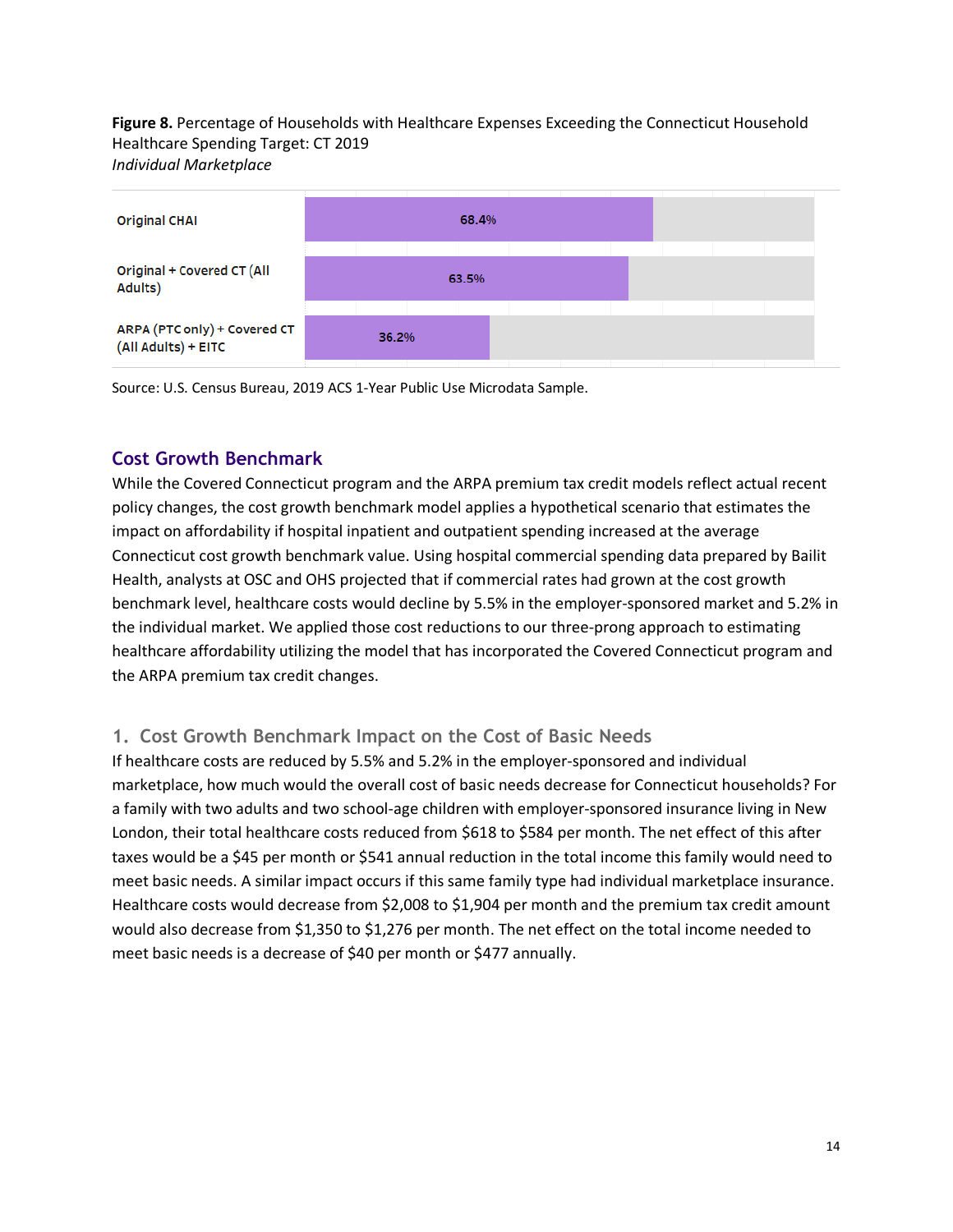**Figure 8.** Percentage of Households with Healthcare Expenses Exceeding the Connecticut Household Healthcare Spending Target: CT 2019
*Individual Marketplace*

| Scenario | Percentage |
|---|---|
| Original CHAI | 68.4% |
| Original + Covered CT (All Adults) | 63.5% |
| ARPA (PTC only) + Covered CT (All Adults) + EITC | 36.2% |

Source: U.S. Census Bureau, 2019 ACS 1-Year Public Use Microdata Sample.

## Cost Growth Benchmark

While the Covered Connecticut program and the ARPA premium tax credit models reflect actual recent policy changes, the cost growth benchmark model applies a hypothetical scenario that estimates the impact on affordability if hospital inpatient and outpatient spending increased at the average Connecticut cost growth benchmark value. Using hospital commercial spending data prepared by Bailit Health, analysts at OSC and OHS projected that if commercial rates had grown at the cost growth benchmark level, healthcare costs would decline by 5.5% in the employer-sponsored market and 5.2% in the individual market. We applied those cost reductions to our three-prong approach to estimating healthcare affordability utilizing the model that has incorporated the Covered Connecticut program and the ARPA premium tax credit changes.

### 1. Cost Growth Benchmark Impact on the Cost of Basic Needs

If healthcare costs are reduced by 5.5% and 5.2% in the employer-sponsored and individual marketplace, how much would the overall cost of basic needs decrease for Connecticut households? For a family with two adults and two school-age children with employer-sponsored insurance living in New London, their total healthcare costs reduced from $618 to $584 per month. The net effect of this after taxes would be a $45 per month or $541 annual reduction in the total income this family would need to meet basic needs. A similar impact occurs if this same family type had individual marketplace insurance. Healthcare costs would decrease from $2,008 to $1,904 per month and the premium tax credit amount would also decrease from $1,350 to $1,276 per month. The net effect on the total income needed to meet basic needs is a decrease of $40 per month or $477 annually.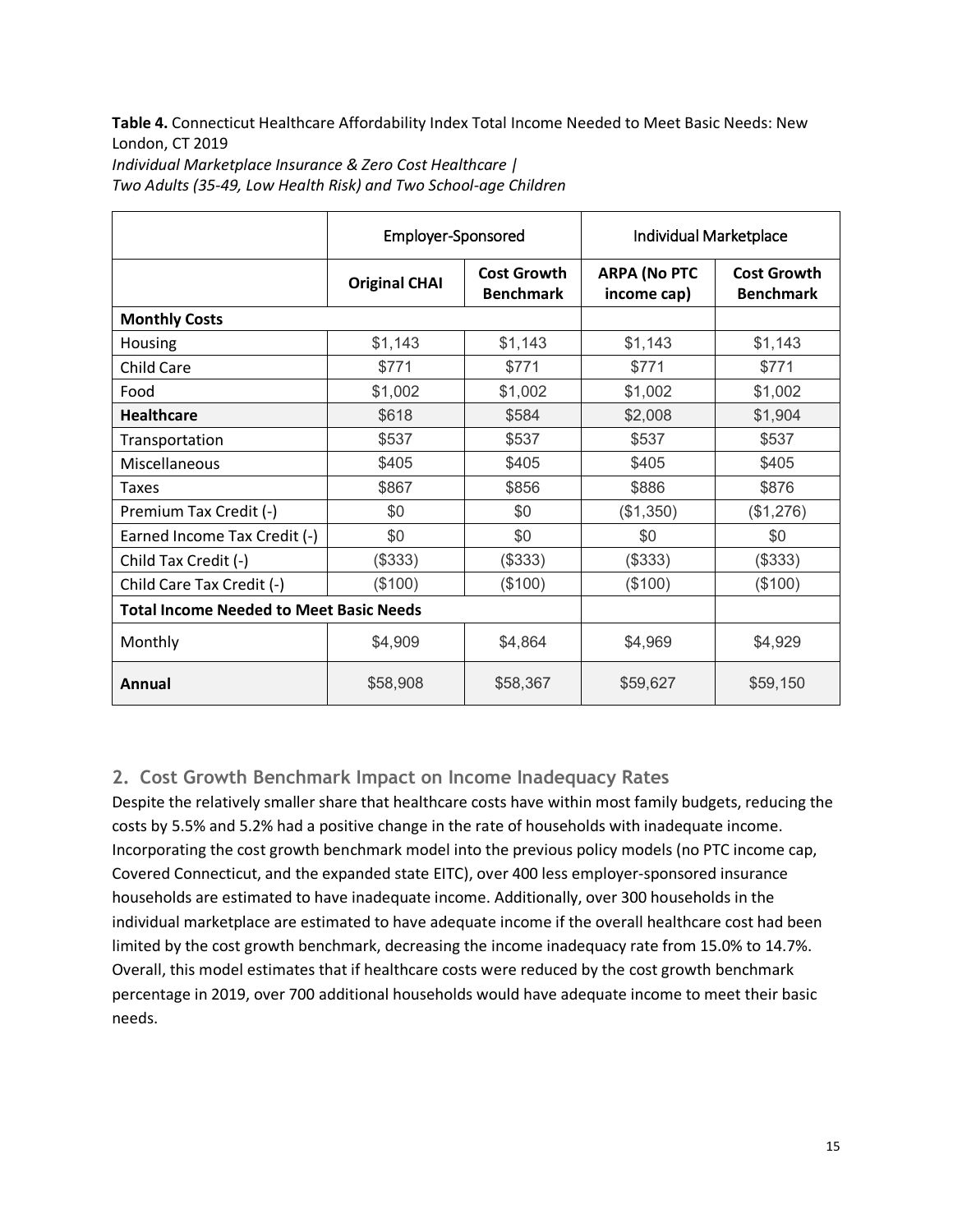**Table 4.** Connecticut Healthcare Affordability Index Total Income Needed to Meet Basic Needs: New London, CT 2019
*Individual Marketplace Insurance & Zero Cost Healthcare |*
*Two Adults (35-49, Low Health Risk) and Two School-age Children*

| | Employer-Sponsored | | Individual Marketplace | |
|---|---|---|---|---|
| | **Original CHAI** | **Cost Growth Benchmark** | **ARPA (No PTC income cap)** | **Cost Growth Benchmark** |
| **Monthly Costs** | | | | |
| Housing | $1,143 | $1,143 | $1,143 | $1,143 |
| Child Care | $771 | $771 | $771 | $771 |
| Food | $1,002 | $1,002 | $1,002 | $1,002 |
| **Healthcare** | $618 | $584 | $2,008 | $1,904 |
| Transportation | $537 | $537 | $537 | $537 |
| Miscellaneous | $405 | $405 | $405 | $405 |
| Taxes | $867 | $856 | $886 | $876 |
| Premium Tax Credit (-) | $0 | $0 | ($1,350) | ($1,276) |
| Earned Income Tax Credit (-) | $0 | $0 | $0 | $0 |
| Child Tax Credit (-) | ($333) | ($333) | ($333) | ($333) |
| Child Care Tax Credit (-) | ($100) | ($100) | ($100) | ($100) |
| **Total Income Needed to Meet Basic Needs** | | | | |
| Monthly | $4,909 | $4,864 | $4,969 | $4,929 |
| **Annual** | $58,908 | $58,367 | $59,627 | $59,150 |

## 2. Cost Growth Benchmark Impact on Income Inadequacy Rates

Despite the relatively smaller share that healthcare costs have within most family budgets, reducing the costs by 5.5% and 5.2% had a positive change in the rate of households with inadequate income. Incorporating the cost growth benchmark model into the previous policy models (no PTC income cap, Covered Connecticut, and the expanded state EITC), over 400 less employer-sponsored insurance households are estimated to have inadequate income. Additionally, over 300 households in the individual marketplace are estimated to have adequate income if the overall healthcare cost had been limited by the cost growth benchmark, decreasing the income inadequacy rate from 15.0% to 14.7%. Overall, this model estimates that if healthcare costs were reduced by the cost growth benchmark percentage in 2019, over 700 additional households would have adequate income to meet their basic needs.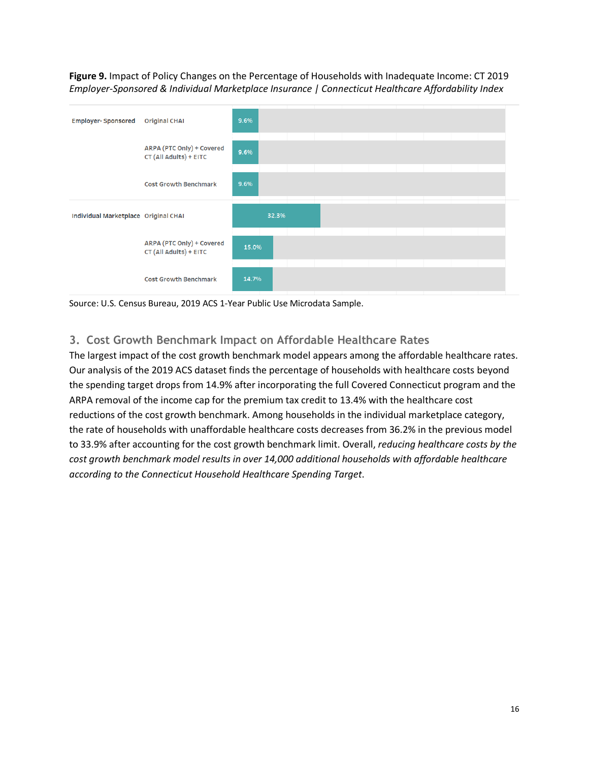**Figure 9.** Impact of Policy Changes on the Percentage of Households with Inadequate Income: CT 2019
*Employer-Sponsored & Individual Marketplace Insurance | Connecticut Healthcare Affordability Index*

| | | |
|---|---|---|
| Employer- Sponsored | Original CHAI | 9.6% |
| | ARPA (PTC Only) + Covered CT (All Adults) + EITC | 9.6% |
| | Cost Growth Benchmark | 9.6% |
| Individual Marketplace | Original CHAI | 32.3% |
| | ARPA (PTC Only) + Covered CT (All Adults) + EITC | 15.0% |
| | Cost Growth Benchmark | 14.7% |

Source: U.S. Census Bureau, 2019 ACS 1-Year Public Use Microdata Sample.

## 3. Cost Growth Benchmark Impact on Affordable Healthcare Rates

The largest impact of the cost growth benchmark model appears among the affordable healthcare rates. Our analysis of the 2019 ACS dataset finds the percentage of households with healthcare costs beyond the spending target drops from 14.9% after incorporating the full Covered Connecticut program and the ARPA removal of the income cap for the premium tax credit to 13.4% with the healthcare cost reductions of the cost growth benchmark. Among households in the individual marketplace category, the rate of households with unaffordable healthcare costs decreases from 36.2% in the previous model to 33.9% after accounting for the cost growth benchmark limit. Overall, *reducing healthcare costs by the cost growth benchmark model results in over 14,000 additional households with affordable healthcare according to the Connecticut Household Healthcare Spending Target*.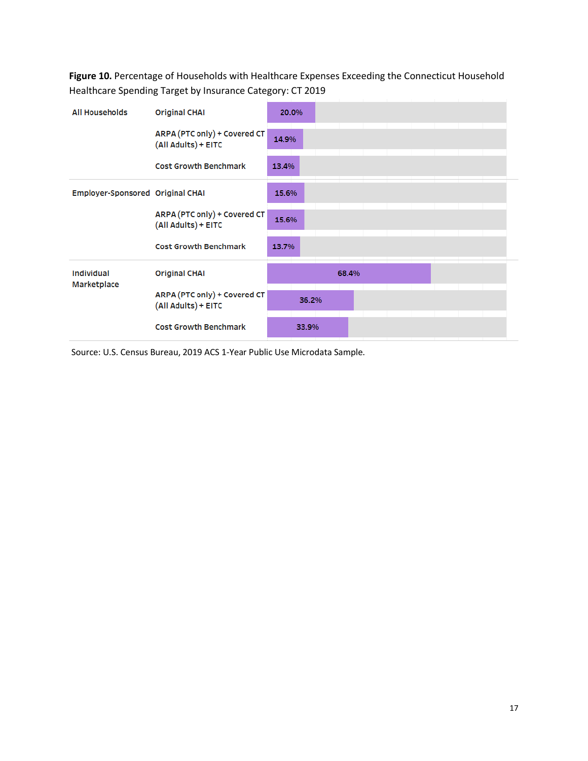**Figure 10.** Percentage of Households with Healthcare Expenses Exceeding the Connecticut Household Healthcare Spending Target by Insurance Category: CT 2019

| Insurance Category | Scenario | Percentage |
|---|---|---|
| All Households | Original CHAI | 20.0% |
| | ARPA (PTC only) + Covered CT (All Adults) + EITC | 14.9% |
| | Cost Growth Benchmark | 13.4% |
| Employer-Sponsored | Original CHAI | 15.6% |
| | ARPA (PTC only) + Covered CT (All Adults) + EITC | 15.6% |
| | Cost Growth Benchmark | 13.7% |
| Individual Marketplace | Original CHAI | 68.4% |
| | ARPA (PTC only) + Covered CT (All Adults) + EITC | 36.2% |
| | Cost Growth Benchmark | 33.9% |

Source: U.S. Census Bureau, 2019 ACS 1-Year Public Use Microdata Sample.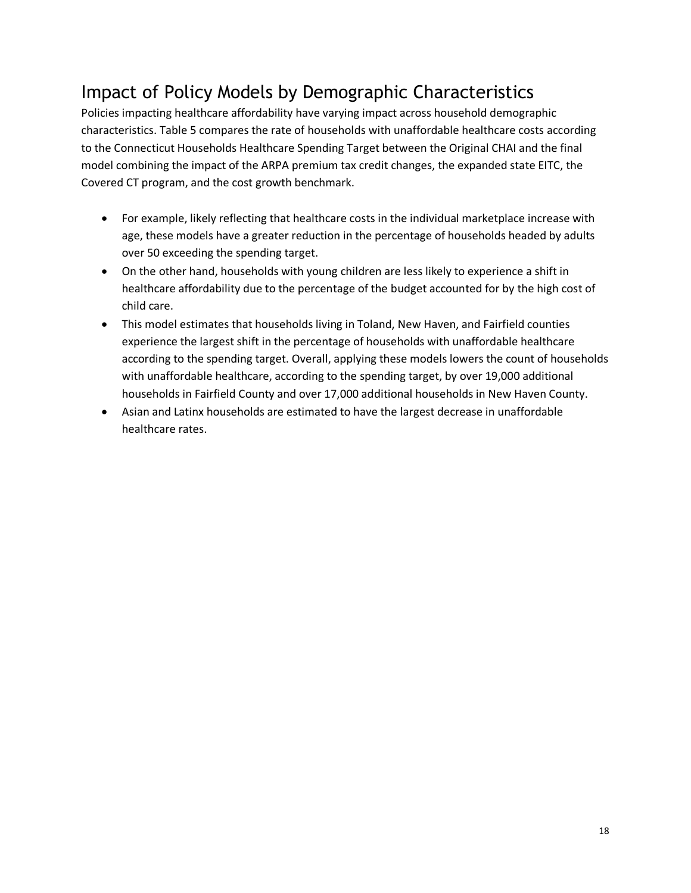## Impact of Policy Models by Demographic Characteristics

Policies impacting healthcare affordability have varying impact across household demographic characteristics. Table 5 compares the rate of households with unaffordable healthcare costs according to the Connecticut Households Healthcare Spending Target between the Original CHAI and the final model combining the impact of the ARPA premium tax credit changes, the expanded state EITC, the Covered CT program, and the cost growth benchmark.

- For example, likely reflecting that healthcare costs in the individual marketplace increase with age, these models have a greater reduction in the percentage of households headed by adults over 50 exceeding the spending target.
- On the other hand, households with young children are less likely to experience a shift in healthcare affordability due to the percentage of the budget accounted for by the high cost of child care.
- This model estimates that households living in Toland, New Haven, and Fairfield counties experience the largest shift in the percentage of households with unaffordable healthcare according to the spending target. Overall, applying these models lowers the count of households with unaffordable healthcare, according to the spending target, by over 19,000 additional households in Fairfield County and over 17,000 additional households in New Haven County.
- Asian and Latinx households are estimated to have the largest decrease in unaffordable healthcare rates.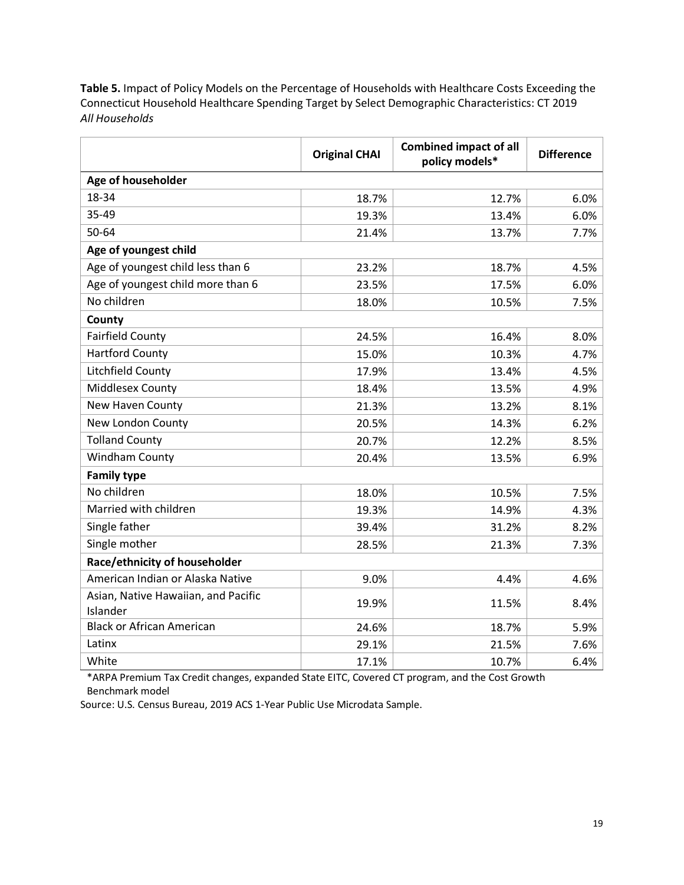**Table 5.** Impact of Policy Models on the Percentage of Households with Healthcare Costs Exceeding the Connecticut Household Healthcare Spending Target by Select Demographic Characteristics: CT 2019
*All Households*

| | Original CHAI | Combined impact of all policy models* | Difference |
|---|---|---|---|
| **Age of householder** | | | |
| 18-34 | 18.7% | 12.7% | 6.0% |
| 35-49 | 19.3% | 13.4% | 6.0% |
| 50-64 | 21.4% | 13.7% | 7.7% |
| **Age of youngest child** | | | |
| Age of youngest child less than 6 | 23.2% | 18.7% | 4.5% |
| Age of youngest child more than 6 | 23.5% | 17.5% | 6.0% |
| No children | 18.0% | 10.5% | 7.5% |
| **County** | | | |
| Fairfield County | 24.5% | 16.4% | 8.0% |
| Hartford County | 15.0% | 10.3% | 4.7% |
| Litchfield County | 17.9% | 13.4% | 4.5% |
| Middlesex County | 18.4% | 13.5% | 4.9% |
| New Haven County | 21.3% | 13.2% | 8.1% |
| New London County | 20.5% | 14.3% | 6.2% |
| Tolland County | 20.7% | 12.2% | 8.5% |
| Windham County | 20.4% | 13.5% | 6.9% |
| **Family type** | | | |
| No children | 18.0% | 10.5% | 7.5% |
| Married with children | 19.3% | 14.9% | 4.3% |
| Single father | 39.4% | 31.2% | 8.2% |
| Single mother | 28.5% | 21.3% | 7.3% |
| **Race/ethnicity of householder** | | | |
| American Indian or Alaska Native | 9.0% | 4.4% | 4.6% |
| Asian, Native Hawaiian, and Pacific Islander | 19.9% | 11.5% | 8.4% |
| Black or African American | 24.6% | 18.7% | 5.9% |
| Latinx | 29.1% | 21.5% | 7.6% |
| White | 17.1% | 10.7% | 6.4% |

*ARPA Premium Tax Credit changes, expanded State EITC, Covered CT program, and the Cost Growth Benchmark model

Source: U.S. Census Bureau, 2019 ACS 1-Year Public Use Microdata Sample.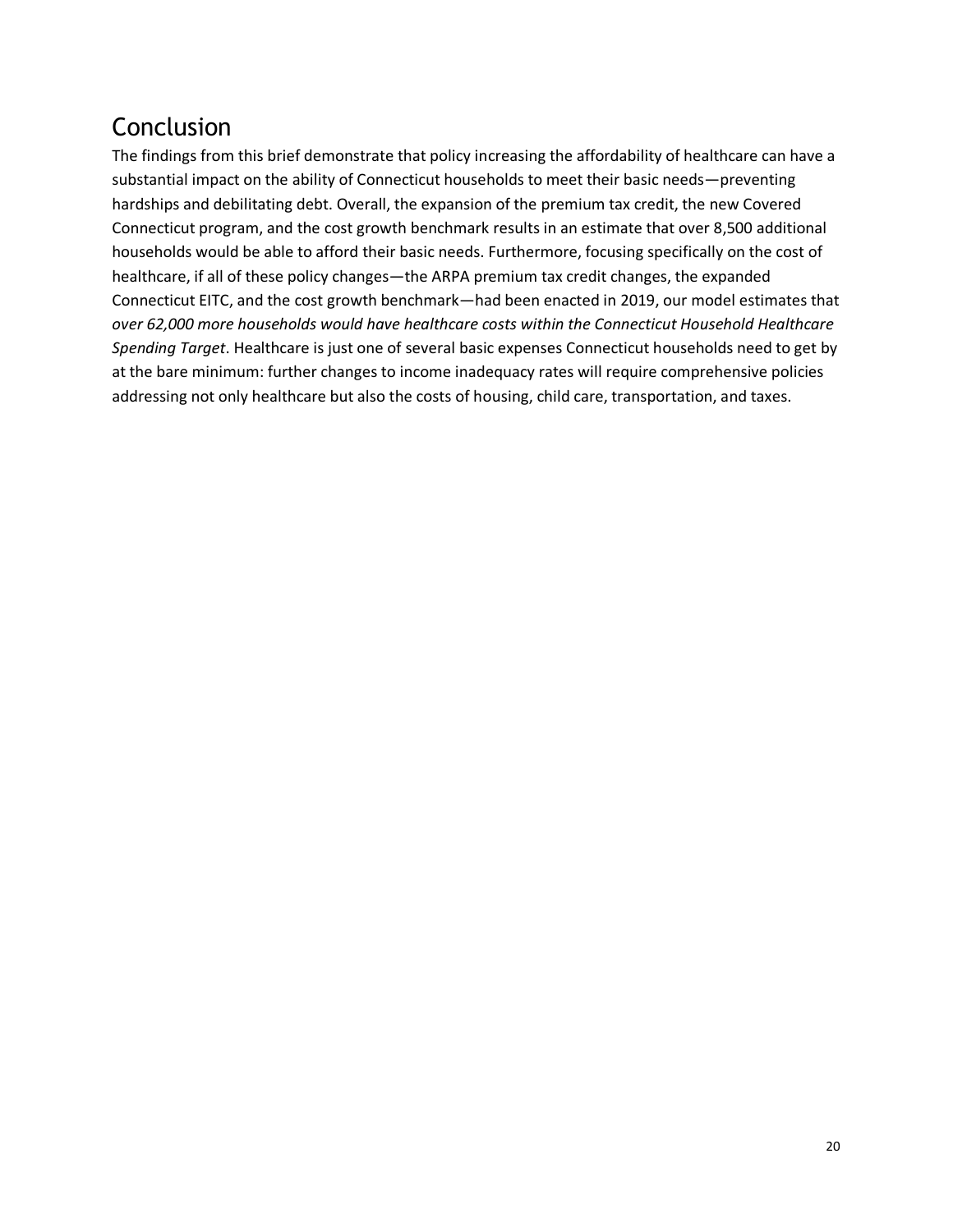## Conclusion

The findings from this brief demonstrate that policy increasing the affordability of healthcare can have a substantial impact on the ability of Connecticut households to meet their basic needs—preventing hardships and debilitating debt. Overall, the expansion of the premium tax credit, the new Covered Connecticut program, and the cost growth benchmark results in an estimate that over 8,500 additional households would be able to afford their basic needs. Furthermore, focusing specifically on the cost of healthcare, if all of these policy changes—the ARPA premium tax credit changes, the expanded Connecticut EITC, and the cost growth benchmark—had been enacted in 2019, our model estimates that *over 62,000 more households would have healthcare costs within the Connecticut Household Healthcare Spending Target*. Healthcare is just one of several basic expenses Connecticut households need to get by at the bare minimum: further changes to income inadequacy rates will require comprehensive policies addressing not only healthcare but also the costs of housing, child care, transportation, and taxes.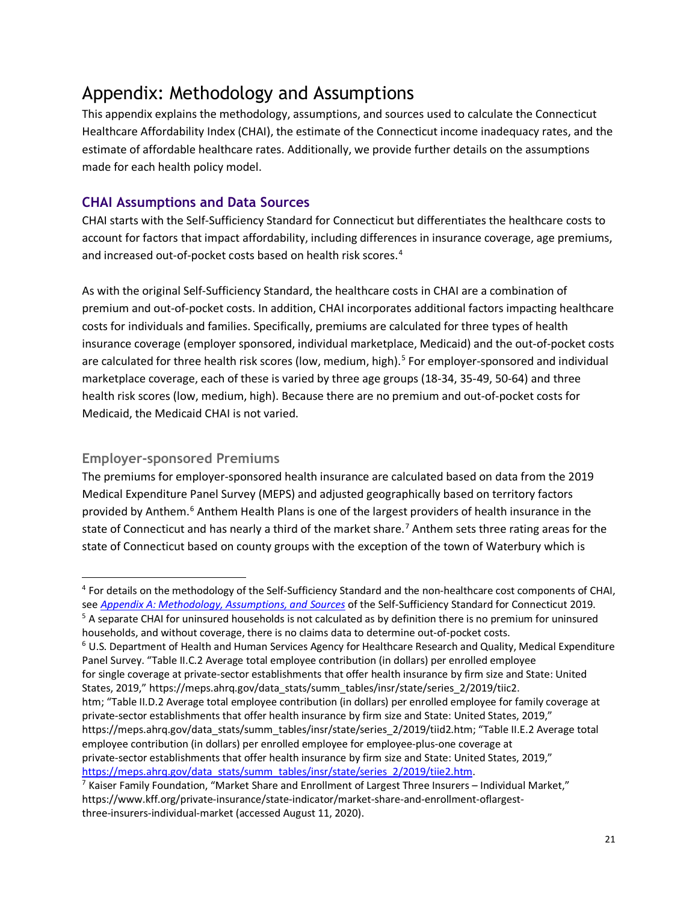# Appendix: Methodology and Assumptions

This appendix explains the methodology, assumptions, and sources used to calculate the Connecticut Healthcare Affordability Index (CHAI), the estimate of the Connecticut income inadequacy rates, and the estimate of affordable healthcare rates. Additionally, we provide further details on the assumptions made for each health policy model.

## CHAI Assumptions and Data Sources

CHAI starts with the Self-Sufficiency Standard for Connecticut but differentiates the healthcare costs to account for factors that impact affordability, including differences in insurance coverage, age premiums, and increased out-of-pocket costs based on health risk scores.[4]

As with the original Self-Sufficiency Standard, the healthcare costs in CHAI are a combination of premium and out-of-pocket costs. In addition, CHAI incorporates additional factors impacting healthcare costs for individuals and families. Specifically, premiums are calculated for three types of health insurance coverage (employer sponsored, individual marketplace, Medicaid) and the out-of-pocket costs are calculated for three health risk scores (low, medium, high).[5] For employer-sponsored and individual marketplace coverage, each of these is varied by three age groups (18-34, 35-49, 50-64) and three health risk scores (low, medium, high). Because there are no premium and out-of-pocket costs for Medicaid, the Medicaid CHAI is not varied.

### Employer-sponsored Premiums

The premiums for employer-sponsored health insurance are calculated based on data from the 2019 Medical Expenditure Panel Survey (MEPS) and adjusted geographically based on territory factors provided by Anthem.[6] Anthem Health Plans is one of the largest providers of health insurance in the state of Connecticut and has nearly a third of the market share.[7] Anthem sets three rating areas for the state of Connecticut based on county groups with the exception of the town of Waterbury which is

---

[4] For details on the methodology of the Self-Sufficiency Standard and the non-healthcare cost components of CHAI, see *Appendix A: Methodology, Assumptions, and Sources* of the Self-Sufficiency Standard for Connecticut 2019.

[5] A separate CHAI for uninsured households is not calculated as by definition there is no premium for uninsured households, and without coverage, there is no claims data to determine out-of-pocket costs.

[6] U.S. Department of Health and Human Services Agency for Healthcare Research and Quality, Medical Expenditure Panel Survey. "Table II.C.2 Average total employee contribution (in dollars) per enrolled employee for single coverage at private-sector establishments that offer health insurance by firm size and State: United States, 2019," https://meps.ahrq.gov/data_stats/summ_tables/insr/state/series_2/2019/tiic2.htm; "Table II.D.2 Average total employee contribution (in dollars) per enrolled employee for family coverage at private-sector establishments that offer health insurance by firm size and State: United States, 2019," https://meps.ahrq.gov/data_stats/summ_tables/insr/state/series_2/2019/tiid2.htm; "Table II.E.2 Average total employee contribution (in dollars) per enrolled employee for employee-plus-one coverage at private-sector establishments that offer health insurance by firm size and State: United States, 2019," https://meps.ahrq.gov/data_stats/summ_tables/insr/state/series_2/2019/tiie2.htm.

[7] Kaiser Family Foundation, "Market Share and Enrollment of Largest Three Insurers – Individual Market," https://www.kff.org/private-insurance/state-indicator/market-share-and-enrollment-oflargest-three-insurers-individual-market (accessed August 11, 2020).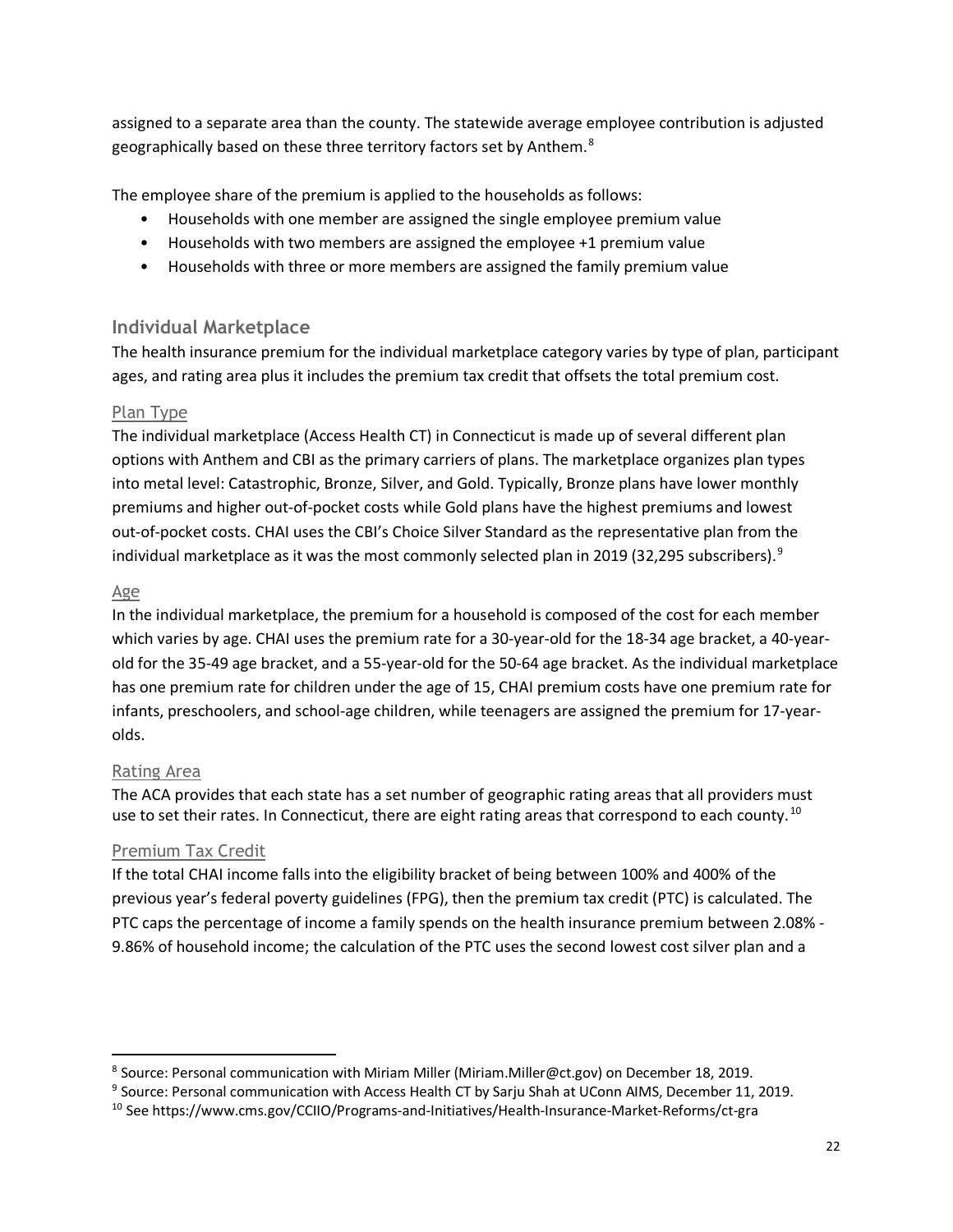assigned to a separate area than the county. The statewide average employee contribution is adjusted geographically based on these three territory factors set by Anthem.[8]

The employee share of the premium is applied to the households as follows:

- Households with one member are assigned the single employee premium value
- Households with two members are assigned the employee +1 premium value
- Households with three or more members are assigned the family premium value

## Individual Marketplace

The health insurance premium for the individual marketplace category varies by type of plan, participant ages, and rating area plus it includes the premium tax credit that offsets the total premium cost.

### Plan Type

The individual marketplace (Access Health CT) in Connecticut is made up of several different plan options with Anthem and CBI as the primary carriers of plans. The marketplace organizes plan types into metal level: Catastrophic, Bronze, Silver, and Gold. Typically, Bronze plans have lower monthly premiums and higher out-of-pocket costs while Gold plans have the highest premiums and lowest out-of-pocket costs. CHAI uses the CBI's Choice Silver Standard as the representative plan from the individual marketplace as it was the most commonly selected plan in 2019 (32,295 subscribers).[9]

### Age

In the individual marketplace, the premium for a household is composed of the cost for each member which varies by age. CHAI uses the premium rate for a 30-year-old for the 18-34 age bracket, a 40-year-old for the 35-49 age bracket, and a 55-year-old for the 50-64 age bracket. As the individual marketplace has one premium rate for children under the age of 15, CHAI premium costs have one premium rate for infants, preschoolers, and school-age children, while teenagers are assigned the premium for 17-year-olds.

### Rating Area

The ACA provides that each state has a set number of geographic rating areas that all providers must use to set their rates. In Connecticut, there are eight rating areas that correspond to each county.[10]

### Premium Tax Credit

If the total CHAI income falls into the eligibility bracket of being between 100% and 400% of the previous year's federal poverty guidelines (FPG), then the premium tax credit (PTC) is calculated. The PTC caps the percentage of income a family spends on the health insurance premium between 2.08% - 9.86% of household income; the calculation of the PTC uses the second lowest cost silver plan and a

---

[8] Source: Personal communication with Miriam Miller (Miriam.Miller@ct.gov) on December 18, 2019.

[9] Source: Personal communication with Access Health CT by Sarju Shah at UConn AIMS, December 11, 2019.

[10] See https://www.cms.gov/CCIIO/Programs-and-Initiatives/Health-Insurance-Market-Reforms/ct-gra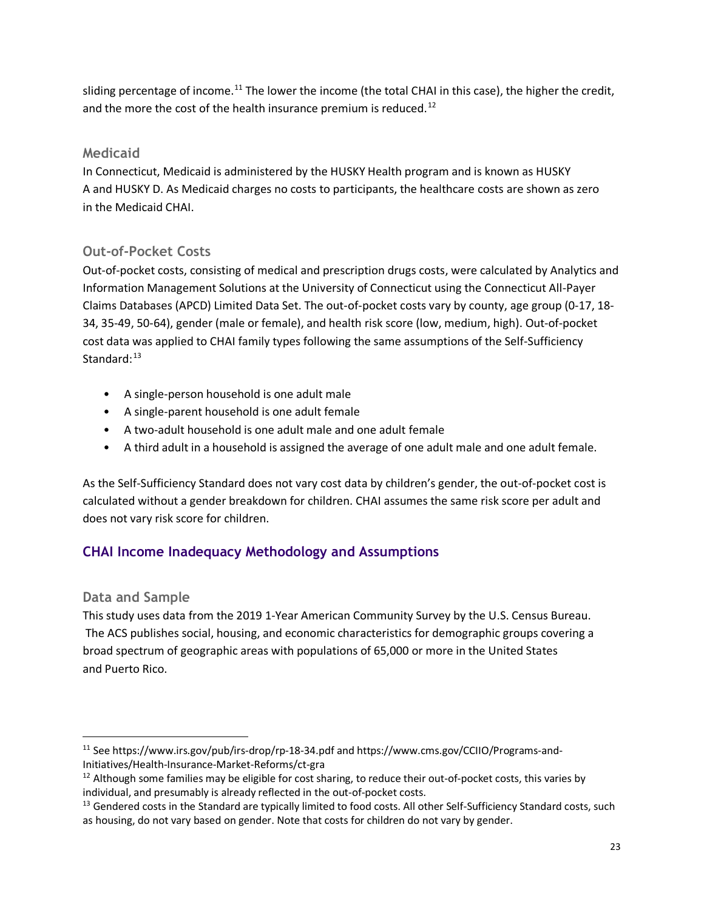sliding percentage of income.[11] The lower the income (the total CHAI in this case), the higher the credit, and the more the cost of the health insurance premium is reduced.[12]

### Medicaid

In Connecticut, Medicaid is administered by the HUSKY Health program and is known as HUSKY A and HUSKY D. As Medicaid charges no costs to participants, the healthcare costs are shown as zero in the Medicaid CHAI.

### Out-of-Pocket Costs

Out-of-pocket costs, consisting of medical and prescription drugs costs, were calculated by Analytics and Information Management Solutions at the University of Connecticut using the Connecticut All-Payer Claims Databases (APCD) Limited Data Set. The out-of-pocket costs vary by county, age group (0-17, 18-34, 35-49, 50-64), gender (male or female), and health risk score (low, medium, high). Out-of-pocket cost data was applied to CHAI family types following the same assumptions of the Self-Sufficiency Standard:[13]

- A single-person household is one adult male
- A single-parent household is one adult female
- A two-adult household is one adult male and one adult female
- A third adult in a household is assigned the average of one adult male and one adult female.

As the Self-Sufficiency Standard does not vary cost data by children's gender, the out-of-pocket cost is calculated without a gender breakdown for children. CHAI assumes the same risk score per adult and does not vary risk score for children.

## CHAI Income Inadequacy Methodology and Assumptions

### Data and Sample

This study uses data from the 2019 1-Year American Community Survey by the U.S. Census Bureau. The ACS publishes social, housing, and economic characteristics for demographic groups covering a broad spectrum of geographic areas with populations of 65,000 or more in the United States and Puerto Rico.

---

[11] See https://www.irs.gov/pub/irs-drop/rp-18-34.pdf and https://www.cms.gov/CCIIO/Programs-and-Initiatives/Health-Insurance-Market-Reforms/ct-gra

[12] Although some families may be eligible for cost sharing, to reduce their out-of-pocket costs, this varies by individual, and presumably is already reflected in the out-of-pocket costs.

[13] Gendered costs in the Standard are typically limited to food costs. All other Self-Sufficiency Standard costs, such as housing, do not vary based on gender. Note that costs for children do not vary by gender.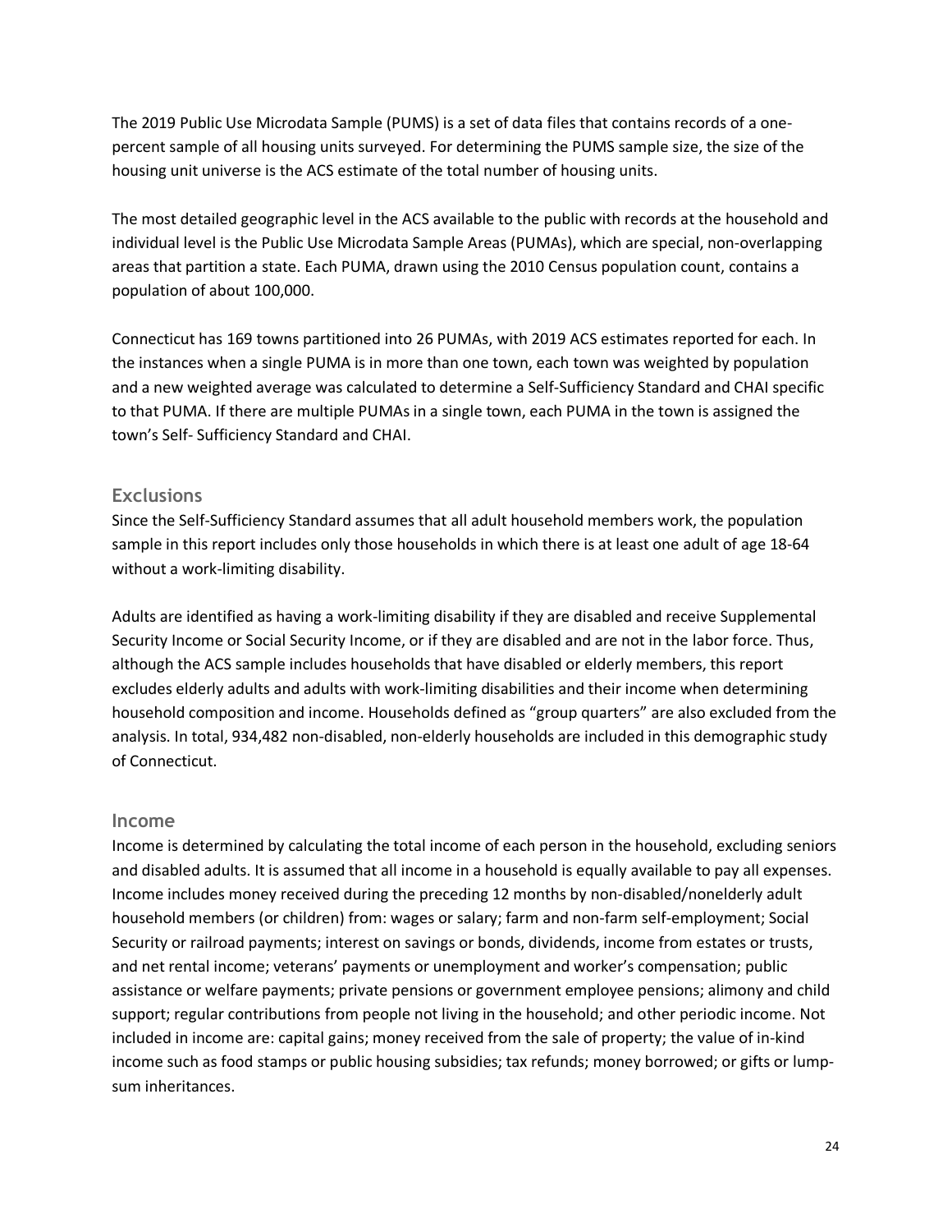The 2019 Public Use Microdata Sample (PUMS) is a set of data files that contains records of a one-percent sample of all housing units surveyed. For determining the PUMS sample size, the size of the housing unit universe is the ACS estimate of the total number of housing units.

The most detailed geographic level in the ACS available to the public with records at the household and individual level is the Public Use Microdata Sample Areas (PUMAs), which are special, non-overlapping areas that partition a state. Each PUMA, drawn using the 2010 Census population count, contains a population of about 100,000.

Connecticut has 169 towns partitioned into 26 PUMAs, with 2019 ACS estimates reported for each. In the instances when a single PUMA is in more than one town, each town was weighted by population and a new weighted average was calculated to determine a Self-Sufficiency Standard and CHAI specific to that PUMA. If there are multiple PUMAs in a single town, each PUMA in the town is assigned the town's Self- Sufficiency Standard and CHAI.

## Exclusions

Since the Self-Sufficiency Standard assumes that all adult household members work, the population sample in this report includes only those households in which there is at least one adult of age 18-64 without a work-limiting disability.

Adults are identified as having a work-limiting disability if they are disabled and receive Supplemental Security Income or Social Security Income, or if they are disabled and are not in the labor force. Thus, although the ACS sample includes households that have disabled or elderly members, this report excludes elderly adults and adults with work-limiting disabilities and their income when determining household composition and income. Households defined as "group quarters" are also excluded from the analysis. In total, 934,482 non-disabled, non-elderly households are included in this demographic study of Connecticut.

## Income

Income is determined by calculating the total income of each person in the household, excluding seniors and disabled adults. It is assumed that all income in a household is equally available to pay all expenses. Income includes money received during the preceding 12 months by non-disabled/nonelderly adult household members (or children) from: wages or salary; farm and non-farm self-employment; Social Security or railroad payments; interest on savings or bonds, dividends, income from estates or trusts, and net rental income; veterans' payments or unemployment and worker's compensation; public assistance or welfare payments; private pensions or government employee pensions; alimony and child support; regular contributions from people not living in the household; and other periodic income. Not included in income are: capital gains; money received from the sale of property; the value of in-kind income such as food stamps or public housing subsidies; tax refunds; money borrowed; or gifts or lump-sum inheritances.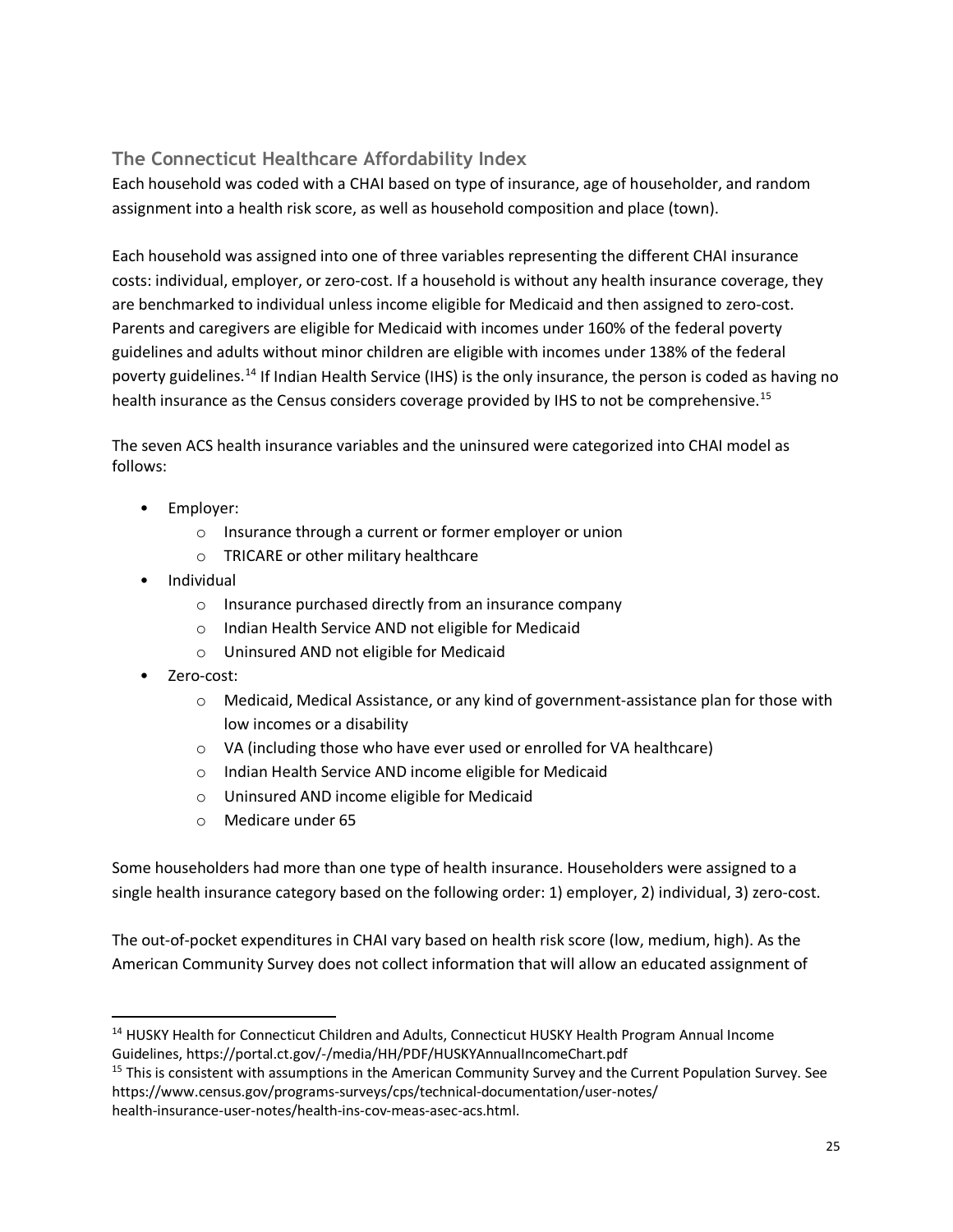## The Connecticut Healthcare Affordability Index

Each household was coded with a CHAI based on type of insurance, age of householder, and random assignment into a health risk score, as well as household composition and place (town).

Each household was assigned into one of three variables representing the different CHAI insurance costs: individual, employer, or zero-cost. If a household is without any health insurance coverage, they are benchmarked to individual unless income eligible for Medicaid and then assigned to zero-cost. Parents and caregivers are eligible for Medicaid with incomes under 160% of the federal poverty guidelines and adults without minor children are eligible with incomes under 138% of the federal poverty guidelines.[14] If Indian Health Service (IHS) is the only insurance, the person is coded as having no health insurance as the Census considers coverage provided by IHS to not be comprehensive.[15]

The seven ACS health insurance variables and the uninsured were categorized into CHAI model as follows:

- Employer:
  - Insurance through a current or former employer or union
  - TRICARE or other military healthcare
- Individual
  - Insurance purchased directly from an insurance company
  - Indian Health Service AND not eligible for Medicaid
  - Uninsured AND not eligible for Medicaid
- Zero-cost:
  - Medicaid, Medical Assistance, or any kind of government-assistance plan for those with low incomes or a disability
  - VA (including those who have ever used or enrolled for VA healthcare)
  - Indian Health Service AND income eligible for Medicaid
  - Uninsured AND income eligible for Medicaid
  - Medicare under 65

Some householders had more than one type of health insurance. Householders were assigned to a single health insurance category based on the following order: 1) employer, 2) individual, 3) zero-cost.

The out-of-pocket expenditures in CHAI vary based on health risk score (low, medium, high). As the American Community Survey does not collect information that will allow an educated assignment of

---

[14] HUSKY Health for Connecticut Children and Adults, Connecticut HUSKY Health Program Annual Income Guidelines, https://portal.ct.gov/-/media/HH/PDF/HUSKYAnnualIncomeChart.pdf

[15] This is consistent with assumptions in the American Community Survey and the Current Population Survey. See https://www.census.gov/programs-surveys/cps/technical-documentation/user-notes/health-insurance-user-notes/health-ins-cov-meas-asec-acs.html.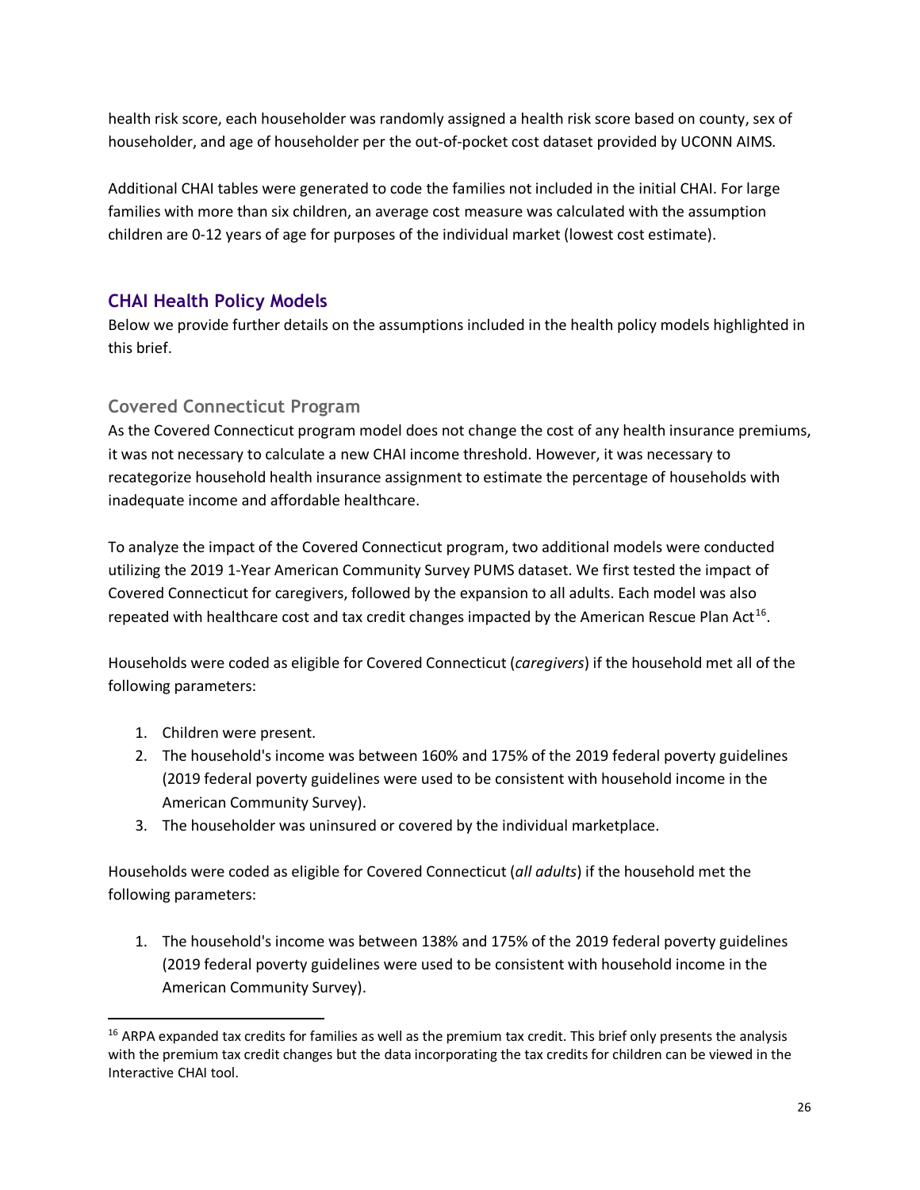health risk score, each householder was randomly assigned a health risk score based on county, sex of householder, and age of householder per the out-of-pocket cost dataset provided by UCONN AIMS.

Additional CHAI tables were generated to code the families not included in the initial CHAI. For large families with more than six children, an average cost measure was calculated with the assumption children are 0-12 years of age for purposes of the individual market (lowest cost estimate).

## CHAI Health Policy Models

Below we provide further details on the assumptions included in the health policy models highlighted in this brief.

### Covered Connecticut Program

As the Covered Connecticut program model does not change the cost of any health insurance premiums, it was not necessary to calculate a new CHAI income threshold. However, it was necessary to recategorize household health insurance assignment to estimate the percentage of households with inadequate income and affordable healthcare.

To analyze the impact of the Covered Connecticut program, two additional models were conducted utilizing the 2019 1-Year American Community Survey PUMS dataset. We first tested the impact of Covered Connecticut for caregivers, followed by the expansion to all adults. Each model was also repeated with healthcare cost and tax credit changes impacted by the American Rescue Plan Act[16].

Households were coded as eligible for Covered Connecticut (*caregivers*) if the household met all of the following parameters:

1. Children were present.
2. The household's income was between 160% and 175% of the 2019 federal poverty guidelines (2019 federal poverty guidelines were used to be consistent with household income in the American Community Survey).
3. The householder was uninsured or covered by the individual marketplace.

Households were coded as eligible for Covered Connecticut (*all adults*) if the household met the following parameters:

1. The household's income was between 138% and 175% of the 2019 federal poverty guidelines (2019 federal poverty guidelines were used to be consistent with household income in the American Community Survey).

[16] ARPA expanded tax credits for families as well as the premium tax credit. This brief only presents the analysis with the premium tax credit changes but the data incorporating the tax credits for children can be viewed in the Interactive CHAI tool.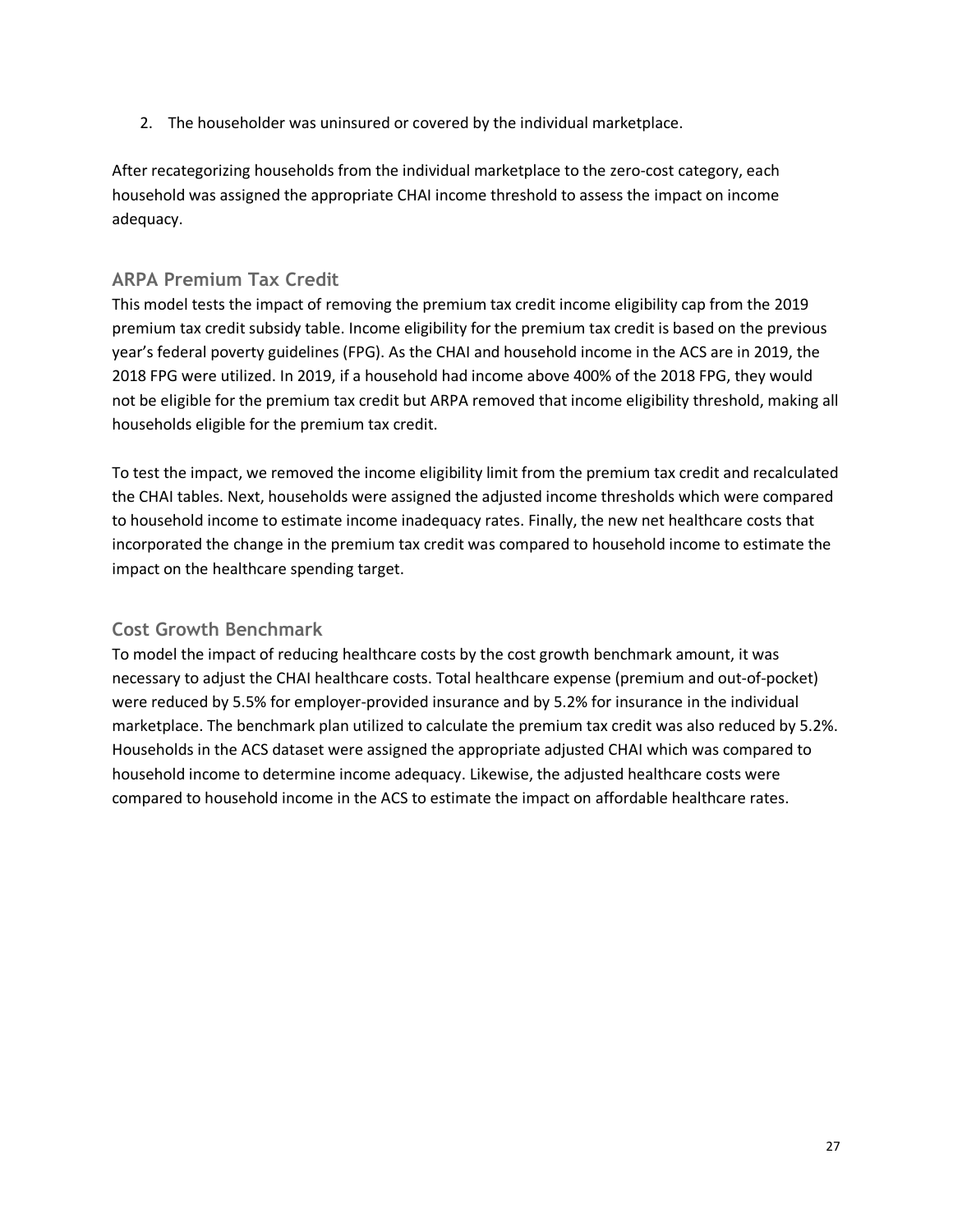2. The householder was uninsured or covered by the individual marketplace.

After recategorizing households from the individual marketplace to the zero-cost category, each household was assigned the appropriate CHAI income threshold to assess the impact on income adequacy.

## ARPA Premium Tax Credit

This model tests the impact of removing the premium tax credit income eligibility cap from the 2019 premium tax credit subsidy table. Income eligibility for the premium tax credit is based on the previous year's federal poverty guidelines (FPG). As the CHAI and household income in the ACS are in 2019, the 2018 FPG were utilized. In 2019, if a household had income above 400% of the 2018 FPG, they would not be eligible for the premium tax credit but ARPA removed that income eligibility threshold, making all households eligible for the premium tax credit.

To test the impact, we removed the income eligibility limit from the premium tax credit and recalculated the CHAI tables. Next, households were assigned the adjusted income thresholds which were compared to household income to estimate income inadequacy rates. Finally, the new net healthcare costs that incorporated the change in the premium tax credit was compared to household income to estimate the impact on the healthcare spending target.

## Cost Growth Benchmark

To model the impact of reducing healthcare costs by the cost growth benchmark amount, it was necessary to adjust the CHAI healthcare costs. Total healthcare expense (premium and out-of-pocket) were reduced by 5.5% for employer-provided insurance and by 5.2% for insurance in the individual marketplace. The benchmark plan utilized to calculate the premium tax credit was also reduced by 5.2%. Households in the ACS dataset were assigned the appropriate adjusted CHAI which was compared to household income to determine income adequacy. Likewise, the adjusted healthcare costs were compared to household income in the ACS to estimate the impact on affordable healthcare rates.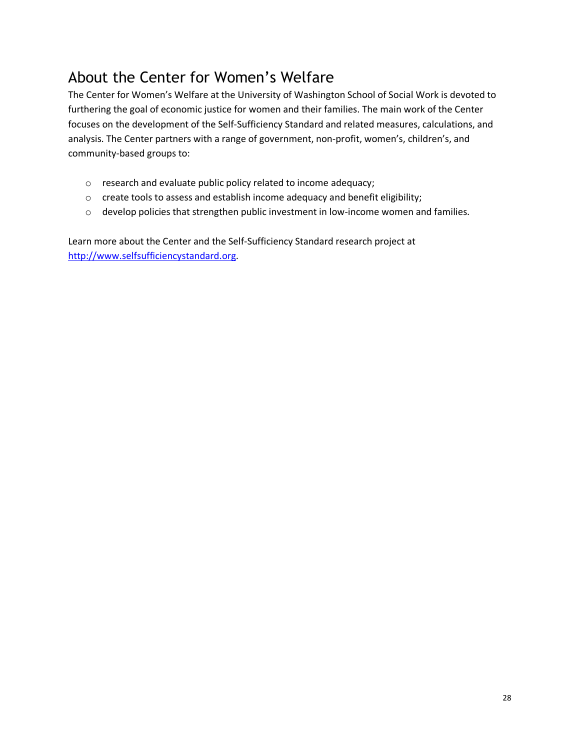# About the Center for Women's Welfare

The Center for Women's Welfare at the University of Washington School of Social Work is devoted to furthering the goal of economic justice for women and their families. The main work of the Center focuses on the development of the Self-Sufficiency Standard and related measures, calculations, and analysis. The Center partners with a range of government, non-profit, women's, children's, and community-based groups to:

- research and evaluate public policy related to income adequacy;
- create tools to assess and establish income adequacy and benefit eligibility;
- develop policies that strengthen public investment in low-income women and families.

Learn more about the Center and the Self-Sufficiency Standard research project at [http://www.selfsufficiencystandard.org](http://www.selfsufficiencystandard.org).